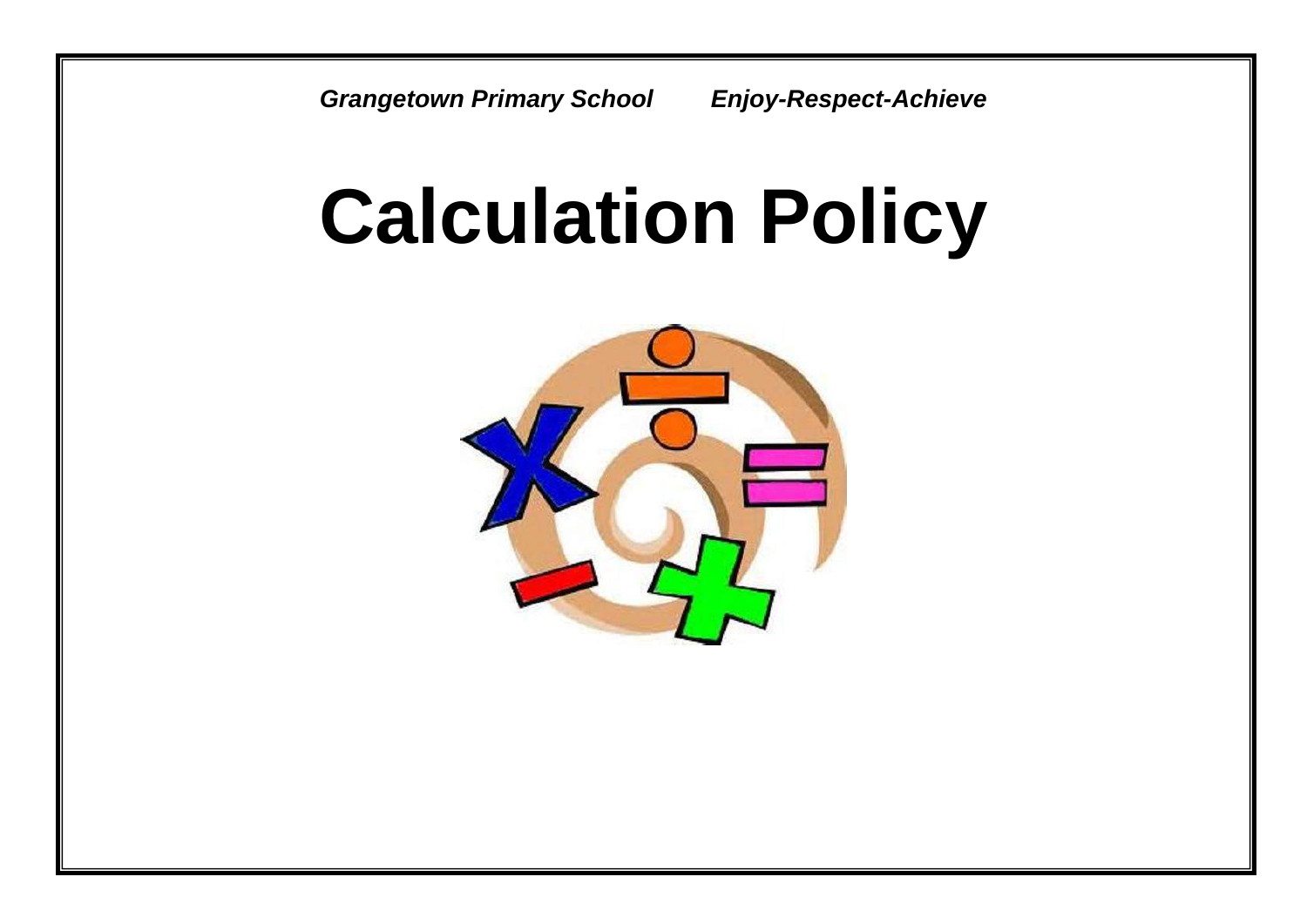***Grangetown Primary School      Enjoy-Respect-Achieve***

# Calculation Policy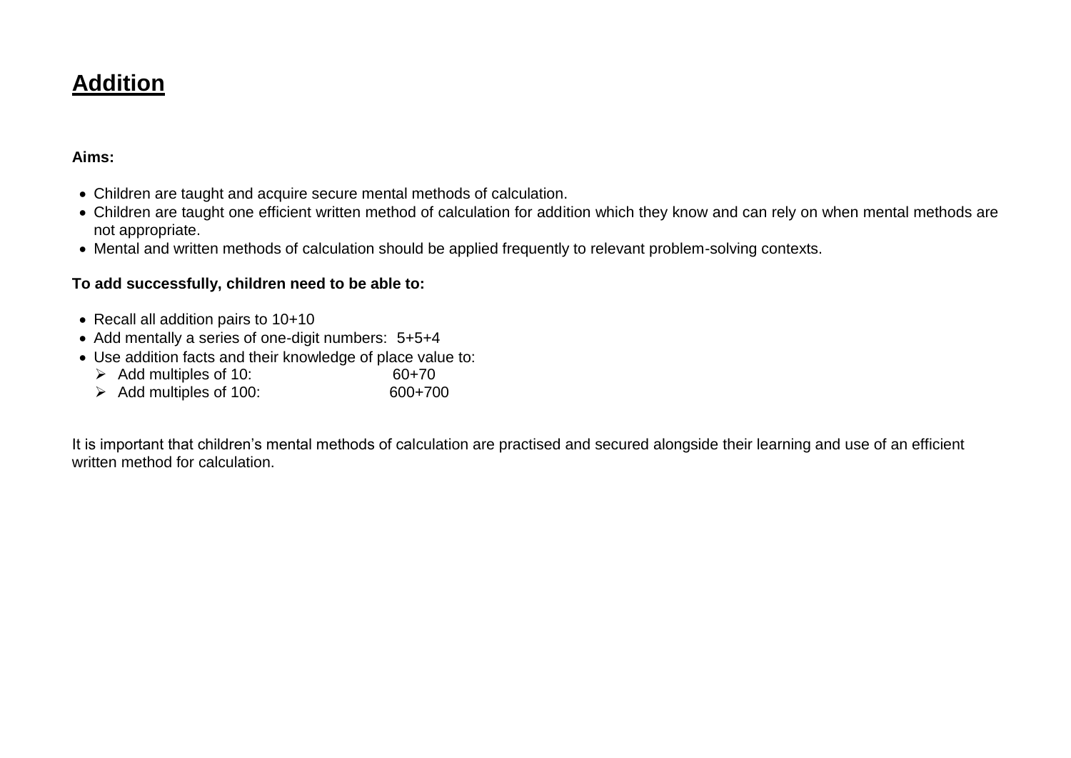# **Addition**

**Aims:**

- Children are taught and acquire secure mental methods of calculation.
- Children are taught one efficient written method of calculation for addition which they know and can rely on when mental methods are not appropriate.
- Mental and written methods of calculation should be applied frequently to relevant problem-solving contexts.

**To add successfully, children need to be able to:**

- Recall all addition pairs to 10+10
- Add mentally a series of one-digit numbers: 5+5+4
- Use addition facts and their knowledge of place value to:
  - Add multiples of 10: 60+70
  - Add multiples of 100: 600+700

It is important that children's mental methods of calculation are practised and secured alongside their learning and use of an efficient written method for calculation.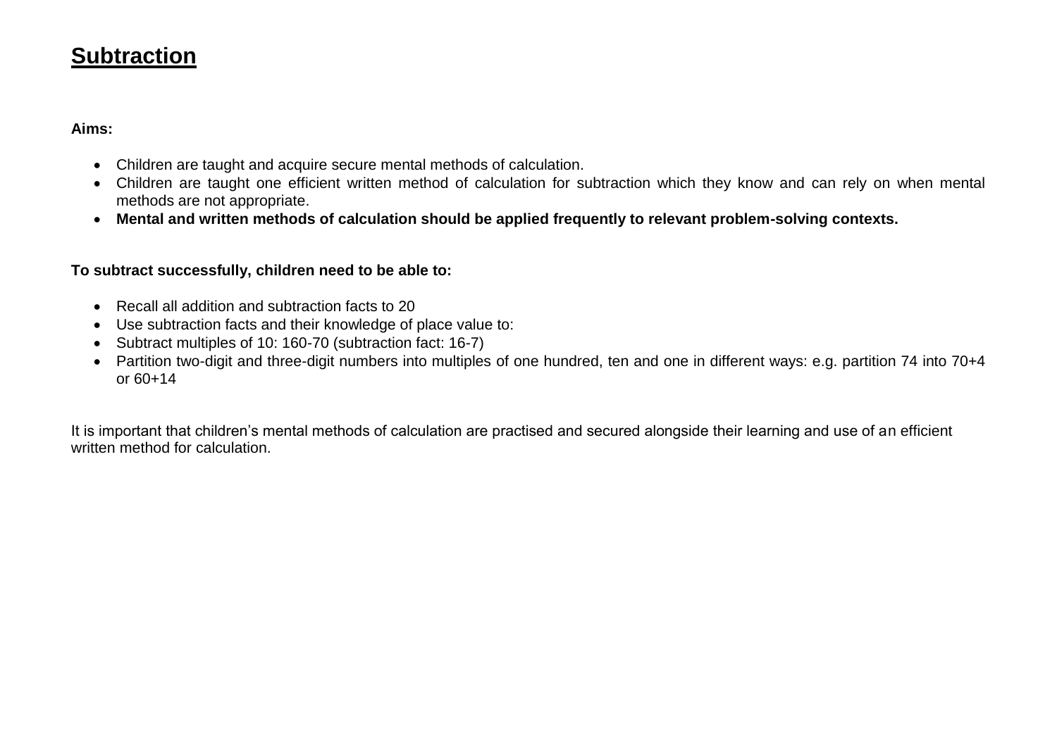# <u>Subtraction</u>

**Aims:**

- Children are taught and acquire secure mental methods of calculation.
- Children are taught one efficient written method of calculation for subtraction which they know and can rely on when mental methods are not appropriate.
- **Mental and written methods of calculation should be applied frequently to relevant problem-solving contexts.**

**To subtract successfully, children need to be able to:**

- Recall all addition and subtraction facts to 20
- Use subtraction facts and their knowledge of place value to:
- Subtract multiples of 10: 160-70 (subtraction fact: 16-7)
- Partition two-digit and three-digit numbers into multiples of one hundred, ten and one in different ways: e.g. partition 74 into 70+4 or 60+14

It is important that children's mental methods of calculation are practised and secured alongside their learning and use of an efficient written method for calculation.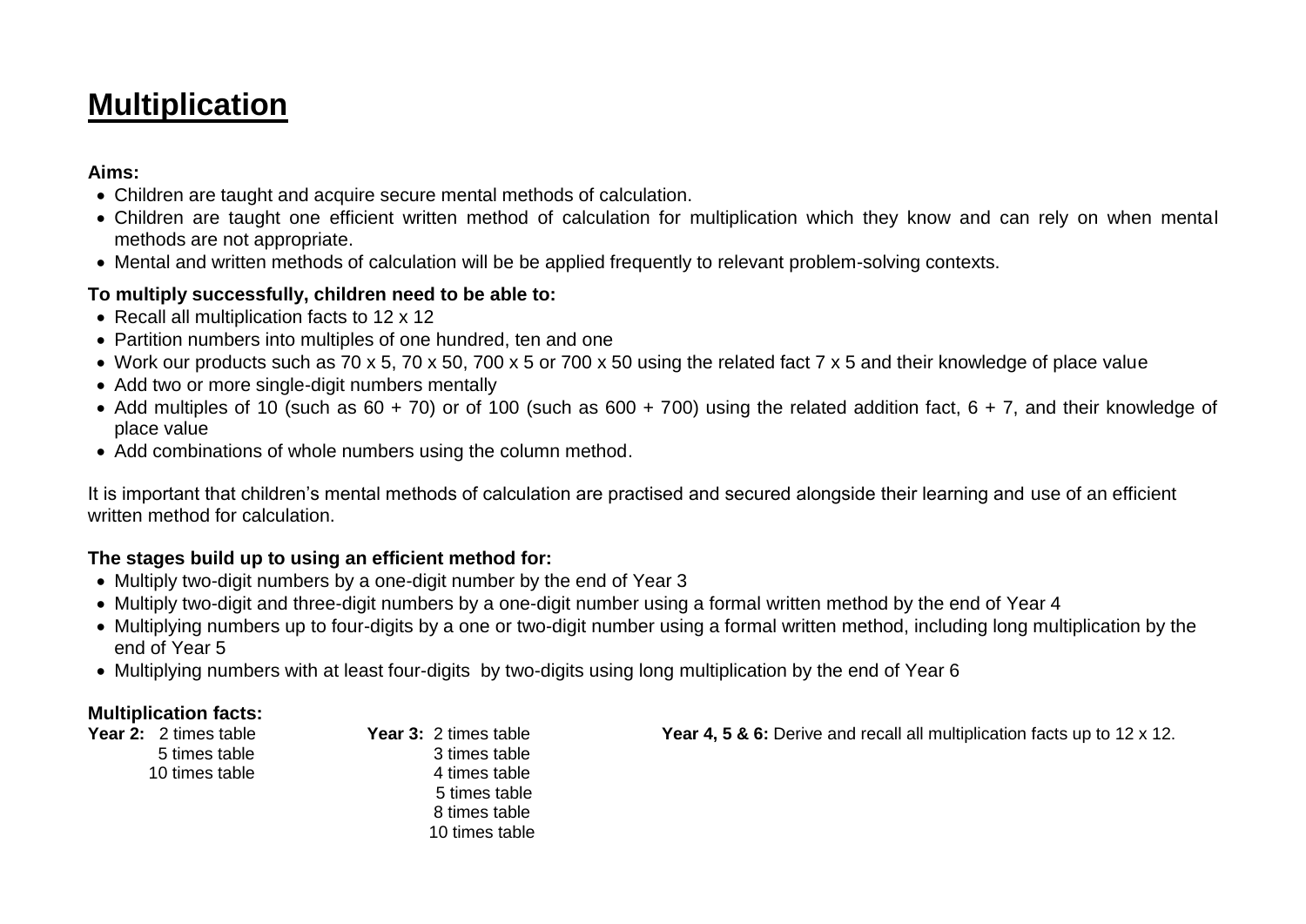# Multiplication

**Aims:**

- Children are taught and acquire secure mental methods of calculation.
- Children are taught one efficient written method of calculation for multiplication which they know and can rely on when mental methods are not appropriate.
- Mental and written methods of calculation will be be applied frequently to relevant problem-solving contexts.

**To multiply successfully, children need to be able to:**

- Recall all multiplication facts to 12 x 12
- Partition numbers into multiples of one hundred, ten and one
- Work our products such as 70 x 5, 70 x 50, 700 x 5 or 700 x 50 using the related fact 7 x 5 and their knowledge of place value
- Add two or more single-digit numbers mentally
- Add multiples of 10 (such as 60 + 70) or of 100 (such as 600 + 700) using the related addition fact, 6 + 7, and their knowledge of place value
- Add combinations of whole numbers using the column method.

It is important that children's mental methods of calculation are practised and secured alongside their learning and use of an efficient written method for calculation.

**The stages build up to using an efficient method for:**

- Multiply two-digit numbers by a one-digit number by the end of Year 3
- Multiply two-digit and three-digit numbers by a one-digit number using a formal written method by the end of Year 4
- Multiplying numbers up to four-digits by a one or two-digit number using a formal written method, including long multiplication by the end of Year 5
- Multiplying numbers with at least four-digits by two-digits using long multiplication by the end of Year 6

**Multiplication facts:**

| **Year 2:** | **Year 3:** | **Year 4, 5 & 6:** |
| --- | --- | --- |
| 2 times table | 2 times table | Derive and recall all multiplication facts up to 12 x 12. |
| 5 times table | 3 times table | |
| 10 times table | 4 times table | |
| | 5 times table | |
| | 8 times table | |
| | 10 times table | |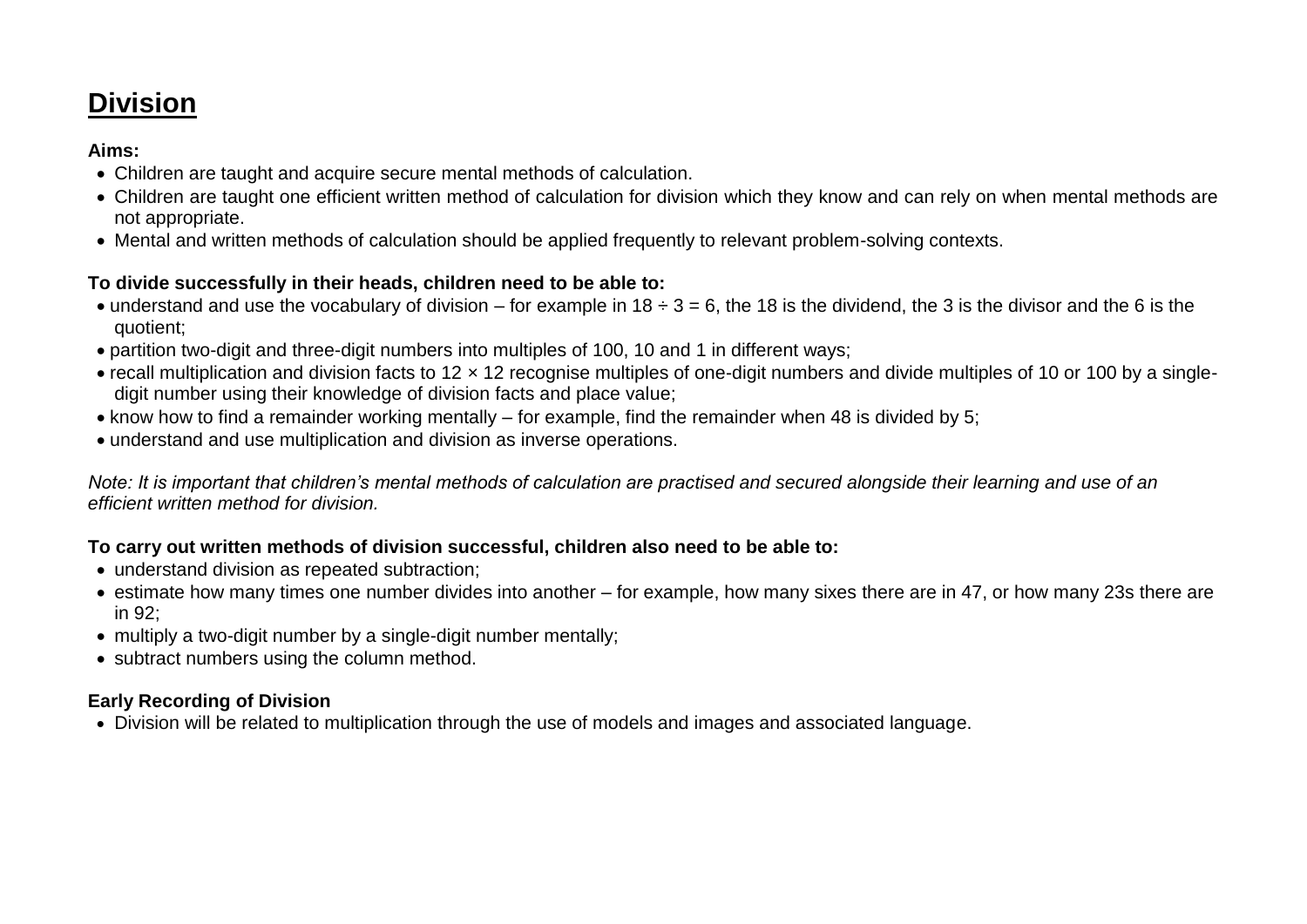# Division

**Aims:**

- Children are taught and acquire secure mental methods of calculation.
- Children are taught one efficient written method of calculation for division which they know and can rely on when mental methods are not appropriate.
- Mental and written methods of calculation should be applied frequently to relevant problem-solving contexts.

**To divide successfully in their heads, children need to be able to:**

- understand and use the vocabulary of division – for example in $18 \div 3 = 6$, the 18 is the dividend, the 3 is the divisor and the 6 is the quotient;
- partition two-digit and three-digit numbers into multiples of 100, 10 and 1 in different ways;
- recall multiplication and division facts to $12 \times 12$ recognise multiples of one-digit numbers and divide multiples of 10 or 100 by a single-digit number using their knowledge of division facts and place value;
- know how to find a remainder working mentally – for example, find the remainder when 48 is divided by 5;
- understand and use multiplication and division as inverse operations.

*Note: It is important that children's mental methods of calculation are practised and secured alongside their learning and use of an efficient written method for division.*

**To carry out written methods of division successful, children also need to be able to:**

- understand division as repeated subtraction;
- estimate how many times one number divides into another – for example, how many sixes there are in 47, or how many 23s there are in 92;
- multiply a two-digit number by a single-digit number mentally;
- subtract numbers using the column method.

**Early Recording of Division**

- Division will be related to multiplication through the use of models and images and associated language.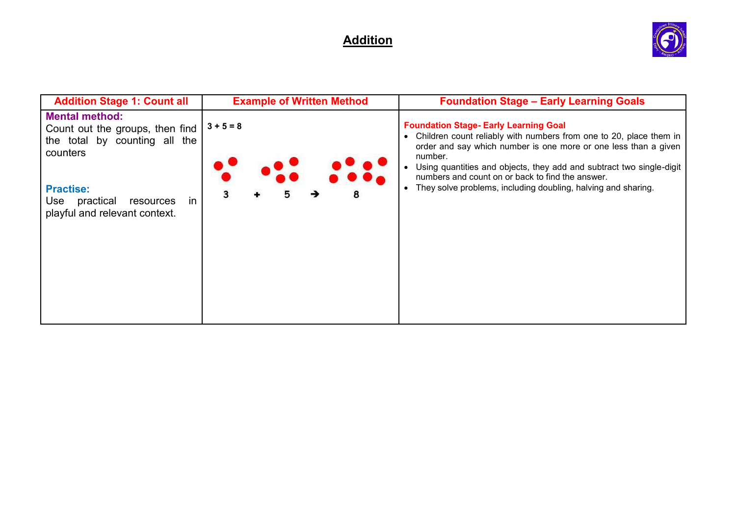# Addition

| Addition Stage 1: Count all | Example of Written Method | Foundation Stage – Early Learning Goals |
|---|---|---|
| **Mental method:**<br>Count out the groups, then find the total by counting all the counters<br><br>**Practise:**<br>Use practical resources in playful and relevant context. | 3 + 5 = 8<br><br>3 + 5 → 8 | **Foundation Stage- Early Learning Goal**<br>• Children count reliably with numbers from one to 20, place them in order and say which number is one more or one less than a given number.<br>• Using quantities and objects, they add and subtract two single-digit numbers and count on or back to find the answer.<br>• They solve problems, including doubling, halving and sharing. |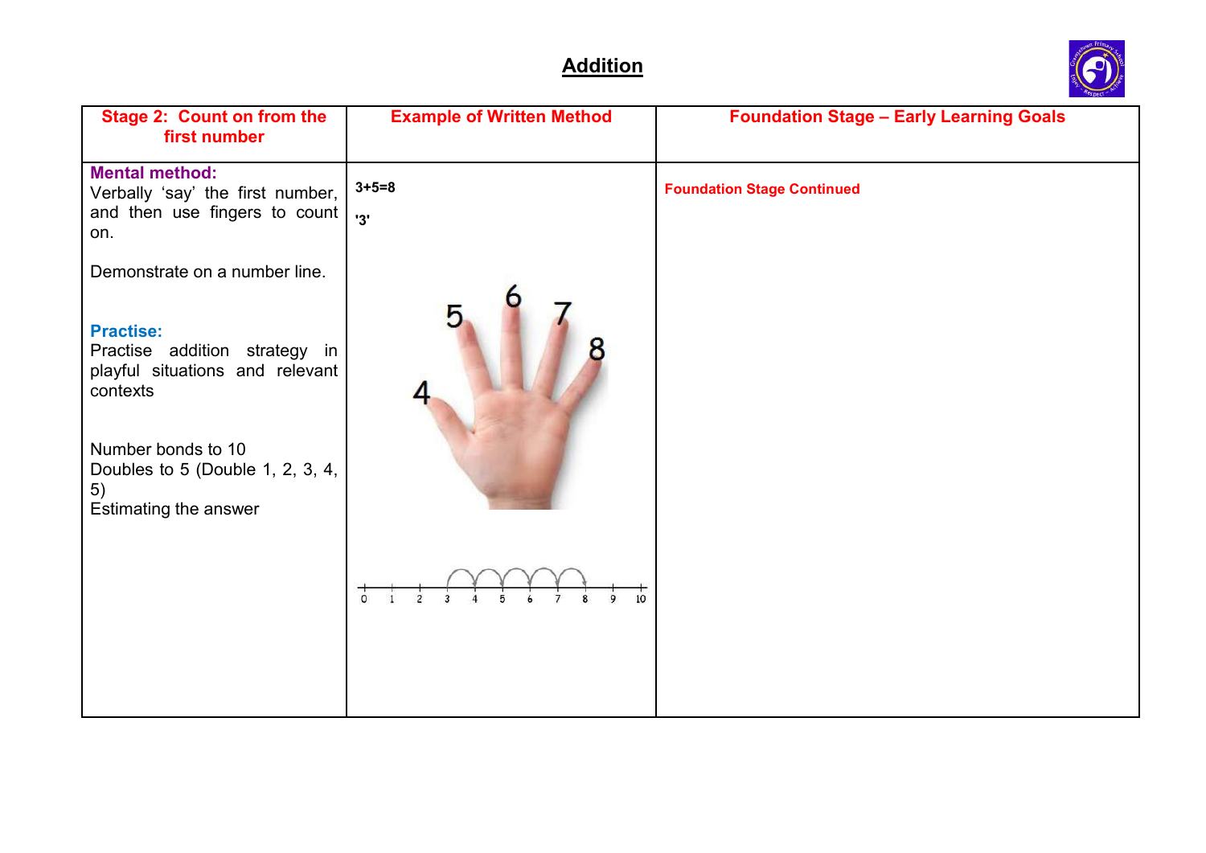# Addition

| Stage 2: Count on from the first number | Example of Written Method | Foundation Stage – Early Learning Goals |
| --- | --- | --- |
| **Mental method:**<br>Verbally 'say' the first number, and then use fingers to count on.<br><br>Demonstrate on a number line.<br><br>**Practise:**<br>Practise addition strategy in playful situations and relevant contexts<br><br>Number bonds to 10<br>Doubles to 5 (Double 1, 2, 3, 4, 5)<br>Estimating the answer | **3+5=8**<br><br>**'3'**<br><br>4 5 6 7 8<br><br>0 1 2 3 4 5 6 7 8 9 10 | **Foundation Stage Continued** |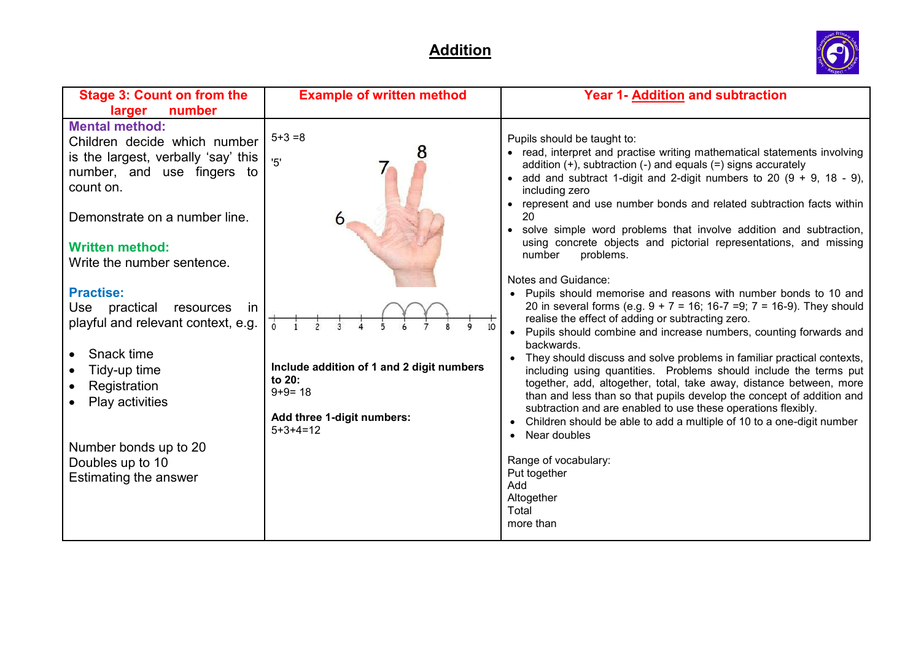# Addition

| Stage 3: Count on from the larger number | Example of written method | Year 1- Addition and subtraction |
|---|---|---|
| **Mental method:**<br>Children decide which number is the largest, verbally 'say' this number, and use fingers to count on.<br><br>Demonstrate on a number line.<br><br>**Written method:**<br>Write the number sentence.<br><br>**Practise:**<br>Use practical resources in playful and relevant context, e.g.<br><br>• Snack time<br>• Tidy-up time<br>• Registration<br>• Play activities<br><br>Number bonds up to 20<br>Doubles up to 10<br>Estimating the answer | 5+3 =8<br><br>'5'<br><br>6 7 8<br><br>0 1 2 3 4 5 6 7 8 9 10<br><br>**Include addition of 1 and 2 digit numbers to 20:**<br>9+9= 18<br><br>**Add three 1-digit numbers:**<br>5+3+4=12 | Pupils should be taught to:<br>• read, interpret and practise writing mathematical statements involving addition (+), subtraction (-) and equals (=) signs accurately<br>• add and subtract 1-digit and 2-digit numbers to 20 (9 + 9, 18 - 9), including zero<br>• represent and use number bonds and related subtraction facts within 20<br>• solve simple word problems that involve addition and subtraction, using concrete objects and pictorial representations, and missing number problems.<br><br>Notes and Guidance:<br>• Pupils should memorise and reasons with number bonds to 10 and 20 in several forms (e.g. 9 + 7 = 16; 16-7 =9; 7 = 16-9). They should realise the effect of adding or subtracting zero.<br>• Pupils should combine and increase numbers, counting forwards and backwards.<br>• They should discuss and solve problems in familiar practical contexts, including using quantities. Problems should include the terms put together, add, altogether, total, take away, distance between, more than and less than so that pupils develop the concept of addition and subtraction and are enabled to use these operations flexibly.<br>• Children should be able to add a multiple of 10 to a one-digit number<br>• Near doubles<br><br>Range of vocabulary:<br>Put together<br>Add<br>Altogether<br>Total<br>more than |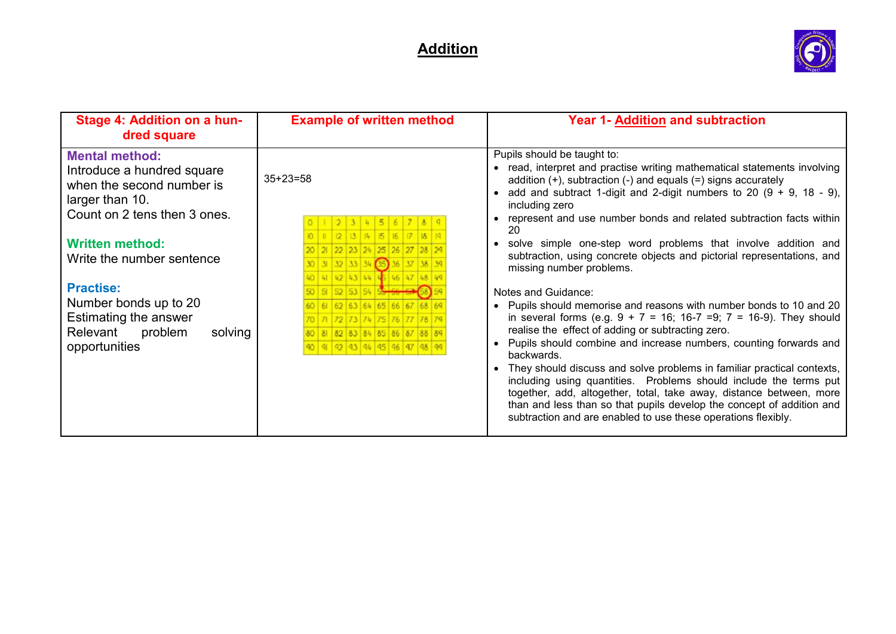# Addition

| Stage 4: Addition on a hundred square | Example of written method | Year 1- Addition and subtraction |
|---|---|---|
| **Mental method:**<br>Introduce a hundred square when the second number is larger than 10.<br>Count on 2 tens then 3 ones.<br><br>**Written method:**<br>Write the number sentence<br><br>**Practise:**<br>Number bonds up to 20<br>Estimating the answer<br>Relevant problem solving opportunities | 35+23=58 | Pupils should be taught to:<br>• read, interpret and practise writing mathematical statements involving addition (+), subtraction (-) and equals (=) signs accurately<br>• add and subtract 1-digit and 2-digit numbers to 20 (9 + 9, 18 - 9), including zero<br>• represent and use number bonds and related subtraction facts within 20<br>• solve simple one-step word problems that involve addition and subtraction, using concrete objects and pictorial representations, and missing number problems.<br><br>Notes and Guidance:<br>• Pupils should memorise and reasons with number bonds to 10 and 20 in several forms (e.g. 9 + 7 = 16; 16-7 =9; 7 = 16-9). They should realise the effect of adding or subtracting zero.<br>• Pupils should combine and increase numbers, counting forwards and backwards.<br>• They should discuss and solve problems in familiar practical contexts, including using quantities. Problems should include the terms put together, add, altogether, total, take away, distance between, more than and less than so that pupils develop the concept of addition and subtraction and are enabled to use these operations flexibly. |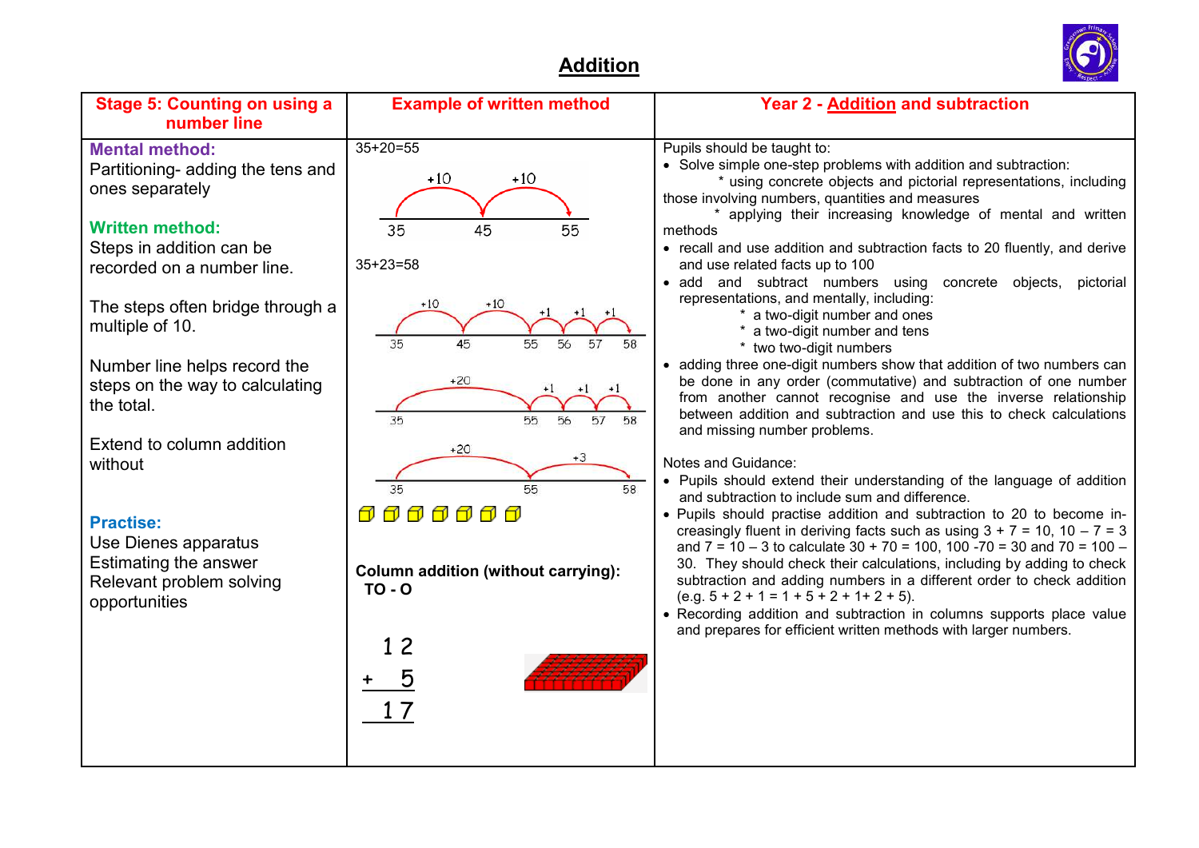# Addition

| Stage 5: Counting on using a number line | Example of written method | Year 2 - Addition and subtraction |
|---|---|---|
| **Mental method:** Partitioning- adding the tens and ones separately<br><br>**Written method:** Steps in addition can be recorded on a number line.<br><br>The steps often bridge through a multiple of 10.<br><br>Number line helps record the steps on the way to calculating the total.<br><br>Extend to column addition without<br><br>**Practise:**<br>Use Dienes apparatus<br>Estimating the answer<br>Relevant problem solving opportunities | 35+20=55<br>+10 +10<br>35 45 55<br><br>35+23=58<br>+10 +10 +1 +1 +1<br>35 45 55 56 57 58<br>+20 +1 +1 +1<br>35 55 56 57 58<br>+20 +3<br>35 55 58<br><br>**Column addition (without carrying): TO - O**<br><br>$\begin{array}{r} 12 \\ +\ \ 5 \\ \hline 17 \end{array}$ | Pupils should be taught to:<br>• Solve simple one-step problems with addition and subtraction:<br>* using concrete objects and pictorial representations, including those involving numbers, quantities and measures<br>* applying their increasing knowledge of mental and written methods<br>• recall and use addition and subtraction facts to 20 fluently, and derive and use related facts up to 100<br>• add and subtract numbers using concrete objects, pictorial representations, and mentally, including:<br>* a two-digit number and ones<br>* a two-digit number and tens<br>* two two-digit numbers<br>• adding three one-digit numbers show that addition of two numbers can be done in any order (commutative) and subtraction of one number from another cannot recognise and use the inverse relationship between addition and subtraction and use this to check calculations and missing number problems.<br><br>Notes and Guidance:<br>• Pupils should extend their understanding of the language of addition and subtraction to include sum and difference.<br>• Pupils should practise addition and subtraction to 20 to become increasingly fluent in deriving facts such as using 3 + 7 = 10, 10 – 7 = 3 and 7 = 10 – 3 to calculate 30 + 70 = 100, 100 -70 = 30 and 70 = 100 – 30. They should check their calculations, including by adding to check subtraction and adding numbers in a different order to check addition (e.g. 5 + 2 + 1 = 1 + 5 + 2 + 1+ 2 + 5).<br>• Recording addition and subtraction in columns supports place value and prepares for efficient written methods with larger numbers. |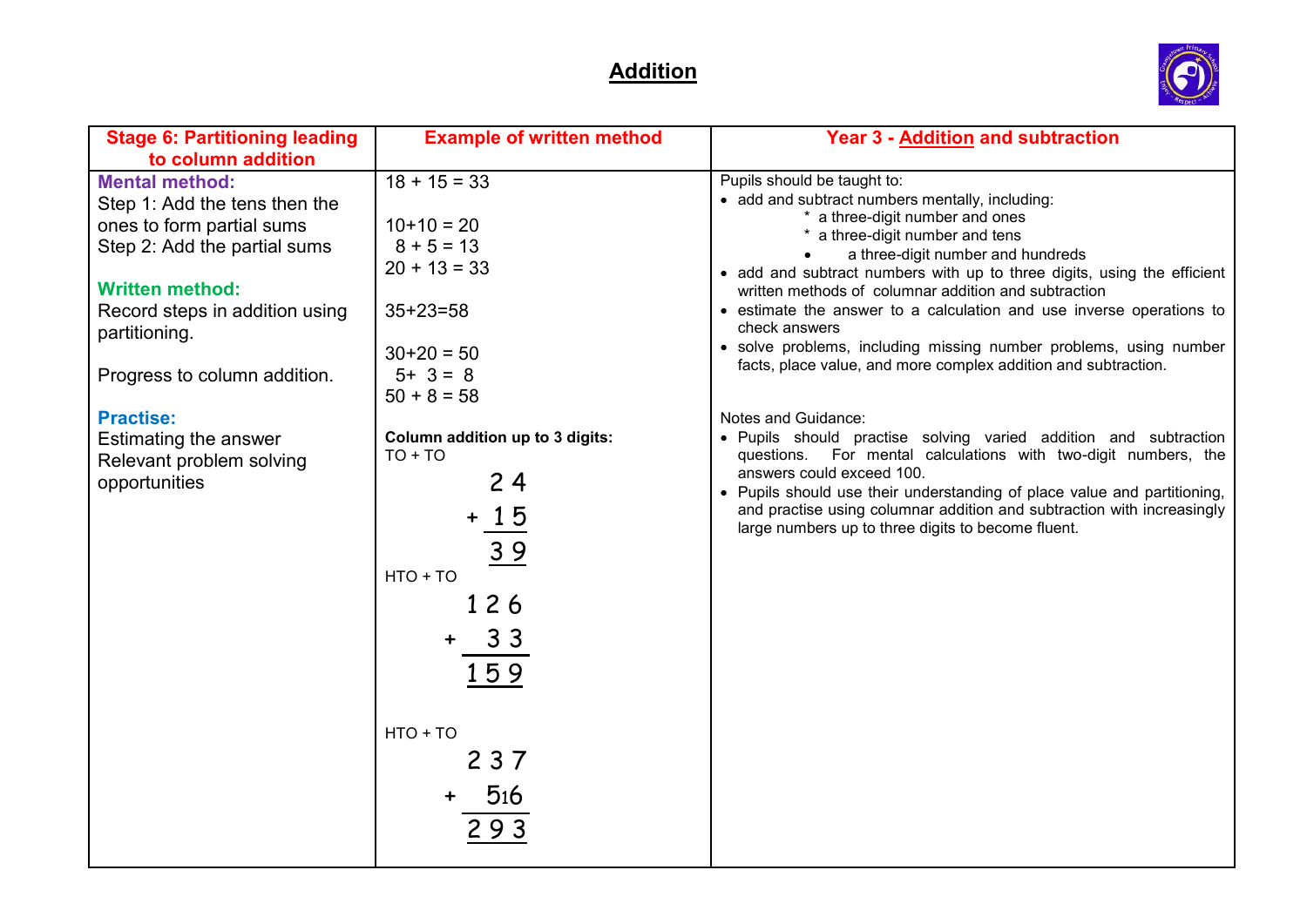# Addition

| Stage 6: Partitioning leading to column addition | Example of written method | Year 3 - Addition and subtraction |
|---|---|---|
| **Mental method:**<br>Step 1: Add the tens then the ones to form partial sums<br>Step 2: Add the partial sums<br><br>**Written method:**<br>Record steps in addition using partitioning.<br><br>Progress to column addition.<br><br>**Practise:**<br>Estimating the answer<br>Relevant problem solving opportunities | 18 + 15 = 33<br><br>10+10 = 20<br>8 + 5 = 13<br>20 + 13 = 33<br><br>35+23=58<br><br>30+20 = 50<br>5+ 3 = 8<br>50 + 8 = 58<br><br>**Column addition up to 3 digits:**<br>TO + TO<br>24<br>+ 15<br>39<br><br>HTO + TO<br>126<br>+ 33<br>159<br><br>HTO + TO<br>237<br>+ 5₁6<br>293 | Pupils should be taught to:<br>• add and subtract numbers mentally, including:<br>* a three-digit number and ones<br>* a three-digit number and tens<br>• a three-digit number and hundreds<br>• add and subtract numbers with up to three digits, using the efficient written methods of columnar addition and subtraction<br>• estimate the answer to a calculation and use inverse operations to check answers<br>• solve problems, including missing number problems, using number facts, place value, and more complex addition and subtraction.<br><br>Notes and Guidance:<br>• Pupils should practise solving varied addition and subtraction questions. For mental calculations with two-digit numbers, the answers could exceed 100.<br>• Pupils should use their understanding of place value and partitioning, and practise using columnar addition and subtraction with increasingly large numbers up to three digits to become fluent. |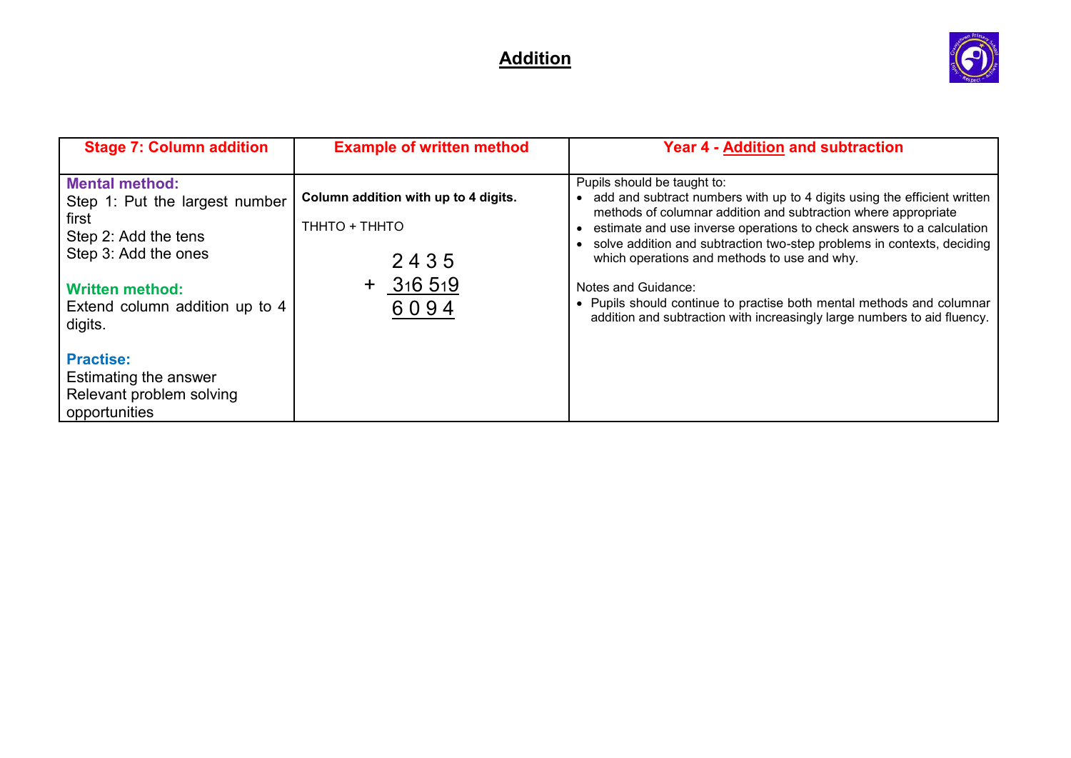# Addition

| Stage 7: Column addition | Example of written method | Year 4 - Addition and subtraction |
| --- | --- | --- |
| **Mental method:**<br>Step 1: Put the largest number first<br>Step 2: Add the tens<br>Step 3: Add the ones<br><br>**Written method:**<br>Extend column addition up to 4 digits.<br><br>**Practise:**<br>Estimating the answer<br>Relevant problem solving opportunities | **Column addition with up to 4 digits.**<br><br>THHTO + THHTO<br><br>$\begin{array}{r} 2\,4\,3\,5 \\ +\ 3_1 6\ 5_1 9 \\ \hline 6\,0\,9\,4 \end{array}$ | Pupils should be taught to:<br>• add and subtract numbers with up to 4 digits using the efficient written methods of columnar addition and subtraction where appropriate<br>• estimate and use inverse operations to check answers to a calculation<br>• solve addition and subtraction two-step problems in contexts, deciding which operations and methods to use and why.<br><br>Notes and Guidance:<br>• Pupils should continue to practise both mental methods and columnar addition and subtraction with increasingly large numbers to aid fluency. |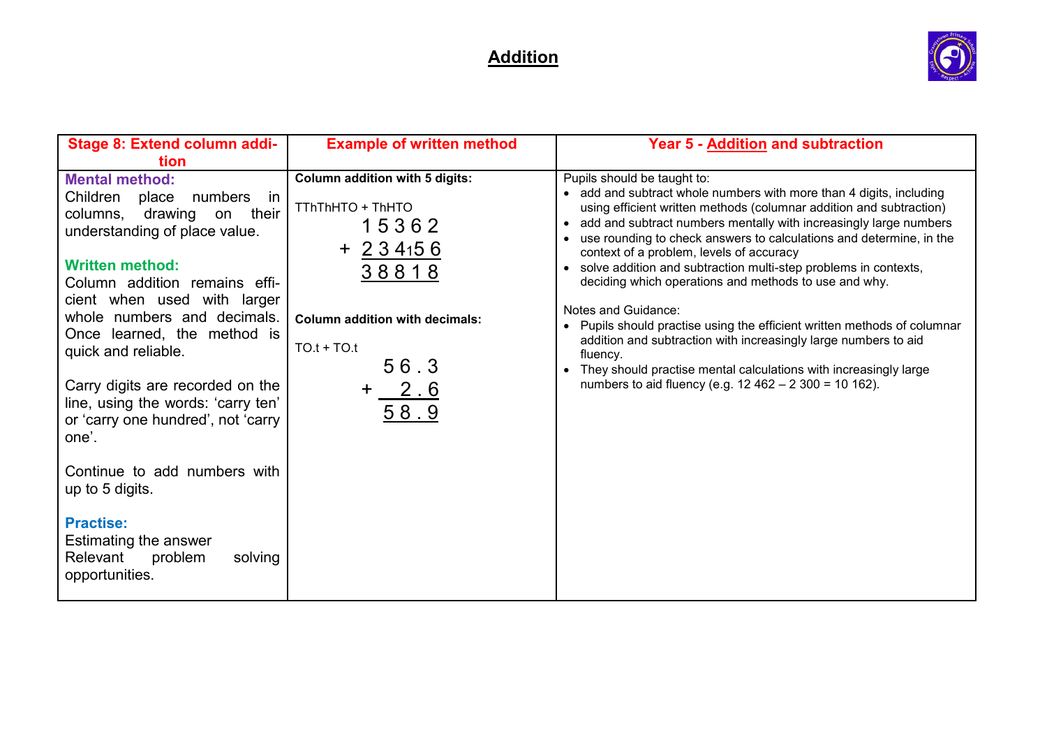# Addition

| Stage 8: Extend column addition | Example of written method | Year 5 - Addition and subtraction |
| --- | --- | --- |
| **Mental method:**<br>Children place numbers in columns, drawing on their understanding of place value.<br><br>**Written method:**<br>Column addition remains efficient when used with larger whole numbers and decimals. Once learned, the method is quick and reliable.<br><br>Carry digits are recorded on the line, using the words: 'carry ten' or 'carry one hundred', not 'carry one'.<br><br>Continue to add numbers with up to 5 digits.<br><br>**Practise:**<br>Estimating the answer<br>Relevant problem solving opportunities. | **Column addition with 5 digits:**<br><br>TThThHTO + ThHTO<br>15362<br>+ 234₁56<br>38818<br><br>**Column addition with decimals:**<br><br>TO.t + TO.t<br>56.3<br>+ 2.6<br>58.9 | Pupils should be taught to:<br>• add and subtract whole numbers with more than 4 digits, including using efficient written methods (columnar addition and subtraction)<br>• add and subtract numbers mentally with increasingly large numbers<br>• use rounding to check answers to calculations and determine, in the context of a problem, levels of accuracy<br>• solve addition and subtraction multi-step problems in contexts, deciding which operations and methods to use and why.<br><br>Notes and Guidance:<br>• Pupils should practise using the efficient written methods of columnar addition and subtraction with increasingly large numbers to aid fluency.<br>• They should practise mental calculations with increasingly large numbers to aid fluency (e.g. 12 462 – 2 300 = 10 162). |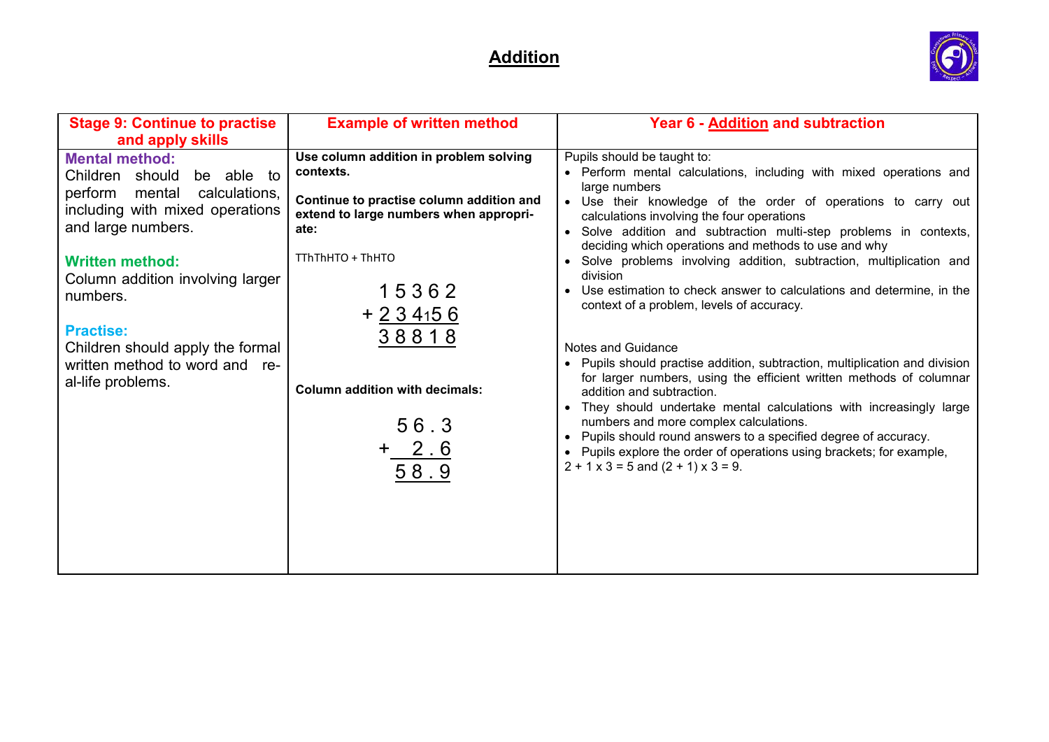# Addition

| Stage 9: Continue to practise and apply skills | Example of written method | Year 6 - Addition and subtraction |
|---|---|---|
| **Mental method:**<br>Children should be able to perform mental calculations, including with mixed operations and large numbers.<br><br>**Written method:**<br>Column addition involving larger numbers.<br><br>**Practise:**<br>Children should apply the formal written method to word and real-life problems. | **Use column addition in problem solving contexts.**<br><br>**Continue to practise column addition and extend to large numbers when appropriate:**<br><br>TThThHTO + ThHTO<br><br>1 5 3 6 2<br>+ 2 3 4 ₁5 6<br>3 8 8 1 8<br><br>**Column addition with decimals:**<br><br>5 6 . 3<br>+ 2 . 6<br>5 8 . 9 | Pupils should be taught to:<br>• Perform mental calculations, including with mixed operations and large numbers<br>• Use their knowledge of the order of operations to carry out calculations involving the four operations<br>• Solve addition and subtraction multi-step problems in contexts, deciding which operations and methods to use and why<br>• Solve problems involving addition, subtraction, multiplication and division<br>• Use estimation to check answer to calculations and determine, in the context of a problem, levels of accuracy.<br><br>Notes and Guidance<br>• Pupils should practise addition, subtraction, multiplication and division for larger numbers, using the efficient written methods of columnar addition and subtraction.<br>• They should undertake mental calculations with increasingly large numbers and more complex calculations.<br>• Pupils should round answers to a specified degree of accuracy.<br>• Pupils explore the order of operations using brackets; for example, 2 + 1 x 3 = 5 and (2 + 1) x 3 = 9. |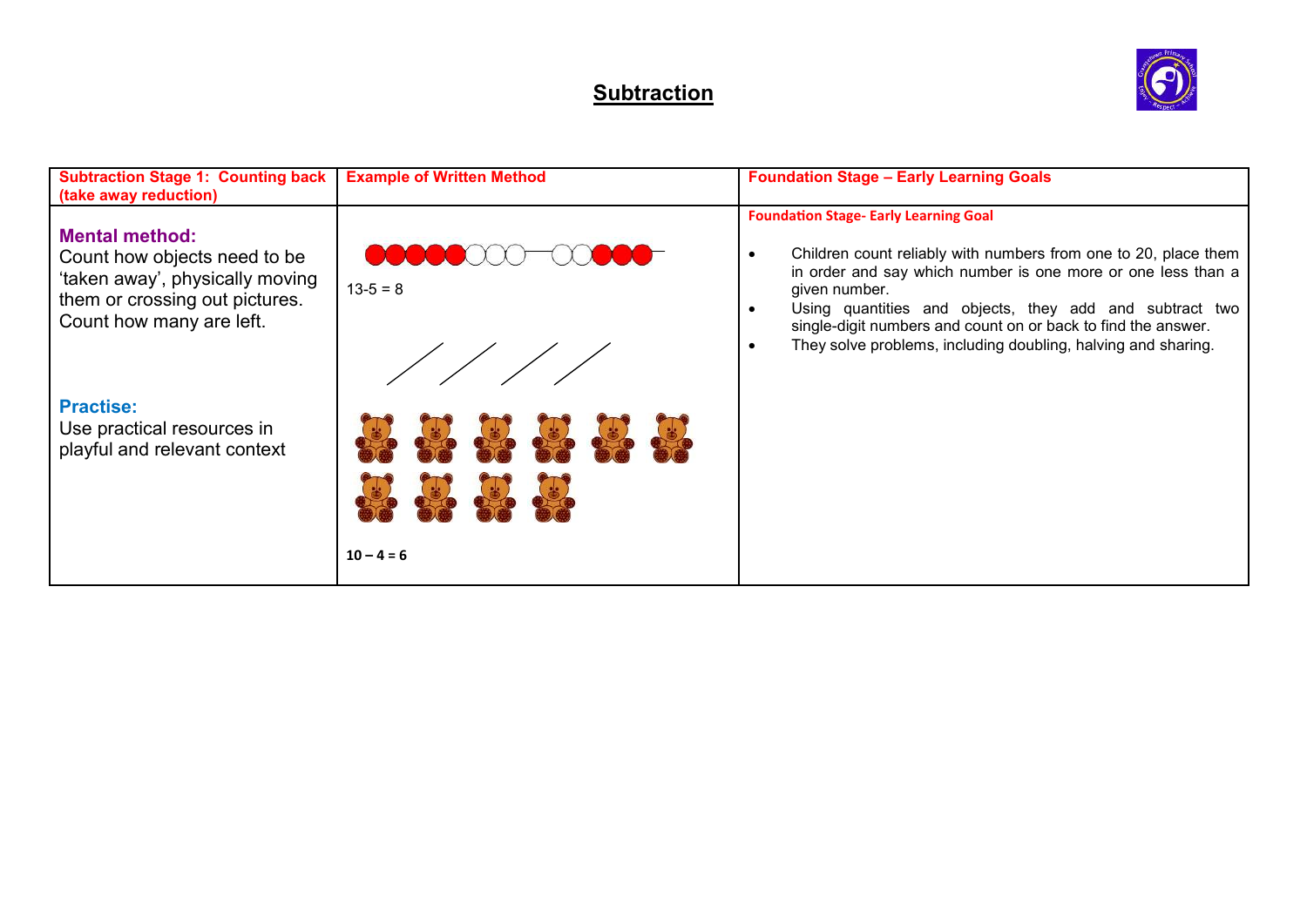# Subtraction

| Subtraction Stage 1: Counting back (take away reduction) | Example of Written Method | Foundation Stage – Early Learning Goals |
| --- | --- | --- |
| **Mental method:**<br>Count how objects need to be 'taken away', physically moving them or crossing out pictures. Count how many are left.<br><br>**Practise:**<br>Use practical resources in playful and relevant context | 13-5 = 8<br><br>**10 – 4 = 6** | **Foundation Stage- Early Learning Goal**<br><br>• Children count reliably with numbers from one to 20, place them in order and say which number is one more or one less than a given number.<br>• Using quantities and objects, they add and subtract two single-digit numbers and count on or back to find the answer.<br>• They solve problems, including doubling, halving and sharing. |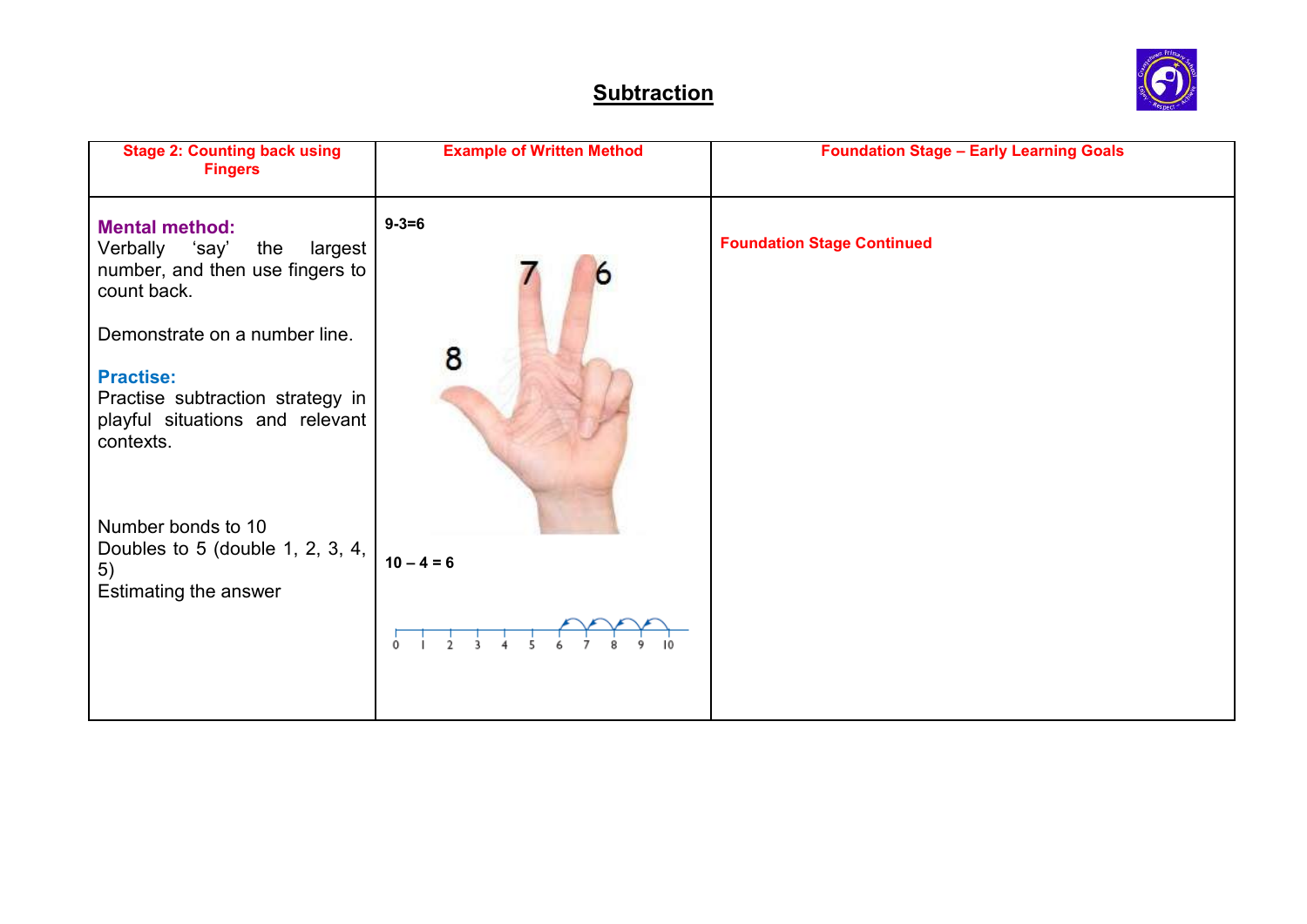# Subtraction

| Stage 2: Counting back using Fingers | Example of Written Method | Foundation Stage – Early Learning Goals |
|---|---|---|
| **Mental method:**<br>Verbally 'say' the largest number, and then use fingers to count back.<br><br>Demonstrate on a number line.<br><br>**Practise:**<br>Practise subtraction strategy in playful situations and relevant contexts.<br><br>Number bonds to 10<br>Doubles to 5 (double 1, 2, 3, 4, 5)<br>Estimating the answer | **9-3=6**<br><br>8 7 6<br><br>**10 – 4 = 6**<br><br>0 1 2 3 4 5 6 7 8 9 10 | **Foundation Stage Continued** |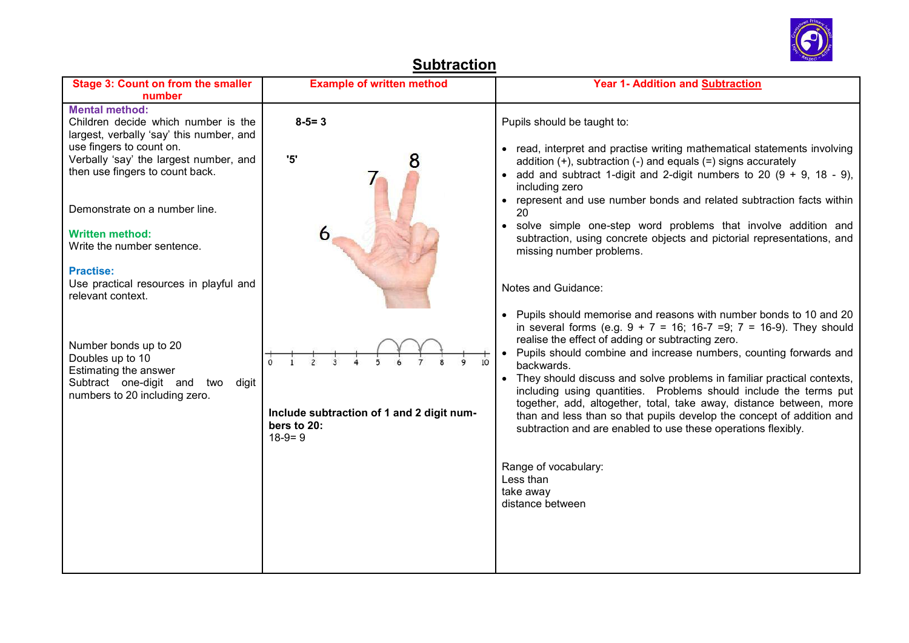# Subtraction

| Stage 3: Count on from the smaller number | Example of written method | Year 1- Addition and Subtraction |
|---|---|---|
| **Mental method:**<br>Children decide which number is the largest, verbally 'say' this number, and use fingers to count on.<br>Verbally 'say' the largest number, and then use fingers to count back.<br><br>Demonstrate on a number line.<br><br>**Written method:**<br>Write the number sentence.<br><br>**Practise:**<br>Use practical resources in playful and relevant context.<br><br>Number bonds up to 20<br>Doubles up to 10<br>Estimating the answer<br>Subtract one-digit and two digit numbers to 20 including zero. | **8-5= 3**<br><br>**'5'** 8 7 6<br><br>0 1 2 3 4 5 6 7 8 9 10<br><br>**Include subtraction of 1 and 2 digit numbers to 20:**<br>18-9= 9 | Pupils should be taught to:<br><br>• read, interpret and practise writing mathematical statements involving addition (+), subtraction (-) and equals (=) signs accurately<br>• add and subtract 1-digit and 2-digit numbers to 20 (9 + 9, 18 - 9), including zero<br>• represent and use number bonds and related subtraction facts within 20<br>• solve simple one-step word problems that involve addition and subtraction, using concrete objects and pictorial representations, and missing number problems.<br><br>Notes and Guidance:<br><br>• Pupils should memorise and reasons with number bonds to 10 and 20 in several forms (e.g. 9 + 7 = 16; 16-7 =9; 7 = 16-9). They should realise the effect of adding or subtracting zero.<br>• Pupils should combine and increase numbers, counting forwards and backwards.<br>• They should discuss and solve problems in familiar practical contexts, including using quantities. Problems should include the terms put together, add, altogether, total, take away, distance between, more than and less than so that pupils develop the concept of addition and subtraction and are enabled to use these operations flexibly.<br><br>Range of vocabulary:<br>Less than<br>take away<br>distance between |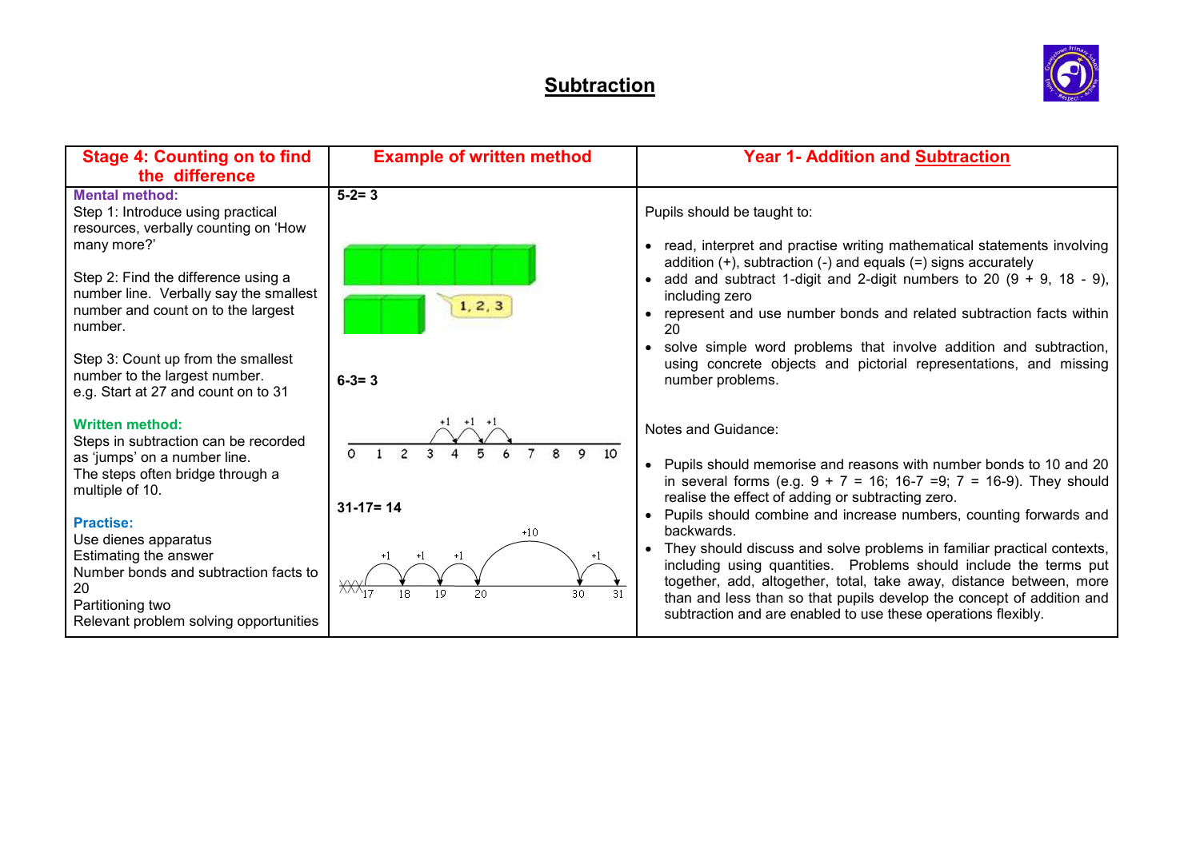# Subtraction

| Stage 4: Counting on to find the difference | Example of written method | Year 1- Addition and Subtraction |
|---|---|---|
| **Mental method:**<br>Step 1: Introduce using practical resources, verbally counting on 'How many more?'<br><br>Step 2: Find the difference using a number line. Verbally say the smallest number and count on to the largest number.<br><br>Step 3: Count up from the smallest number to the largest number.<br>e.g. Start at 27 and count on to 31<br><br>**Written method:**<br>Steps in subtraction can be recorded as 'jumps' on a number line.<br>The steps often bridge through a multiple of 10.<br><br>**Practise:**<br>Use dienes apparatus<br>Estimating the answer<br>Number bonds and subtraction facts to 20<br>Partitioning two<br>Relevant problem solving opportunities | **5-2= 3**<br><br>1, 2, 3<br><br>**6-3= 3**<br><br>+1 +1 +1<br>0 1 2 3 4 5 6 7 8 9 10<br><br>**31-17= 14**<br><br>+1 +1 +1 +10 +1<br>17 18 19 20 30 31 | Pupils should be taught to:<br><br>• read, interpret and practise writing mathematical statements involving addition (+), subtraction (-) and equals (=) signs accurately<br>• add and subtract 1-digit and 2-digit numbers to 20 (9 + 9, 18 - 9), including zero<br>• represent and use number bonds and related subtraction facts within 20<br>• solve simple word problems that involve addition and subtraction, using concrete objects and pictorial representations, and missing number problems.<br><br>Notes and Guidance:<br><br>• Pupils should memorise and reasons with number bonds to 10 and 20 in several forms (e.g. 9 + 7 = 16; 16-7 =9; 7 = 16-9). They should realise the effect of adding or subtracting zero.<br>• Pupils should combine and increase numbers, counting forwards and backwards.<br>• They should discuss and solve problems in familiar practical contexts, including using quantities. Problems should include the terms put together, add, altogether, total, take away, distance between, more than and less than so that pupils develop the concept of addition and subtraction and are enabled to use these operations flexibly. |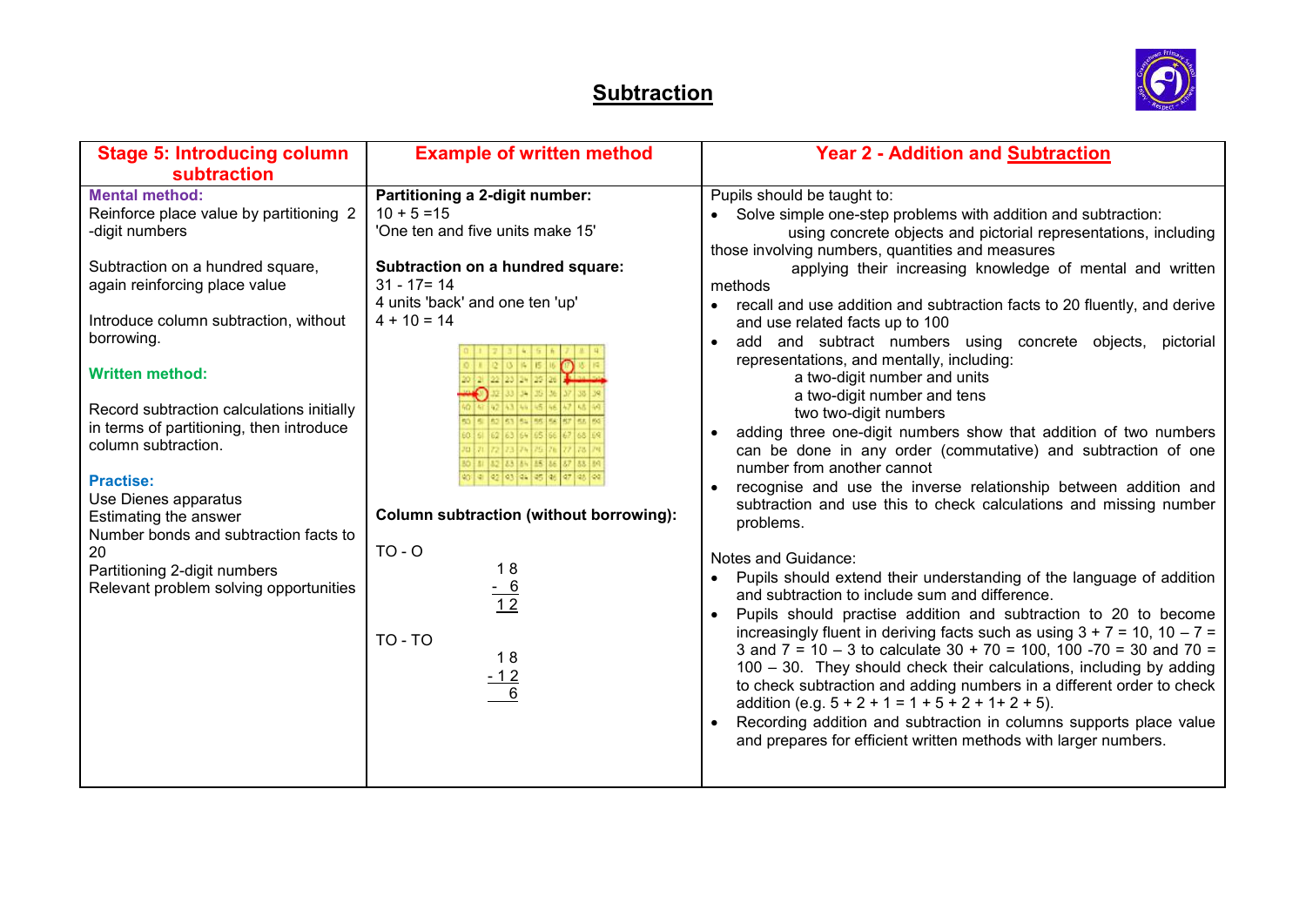# Subtraction

| Stage 5: Introducing column subtraction | Example of written method | Year 2 - Addition and Subtraction |
|---|---|---|
| **Mental method:**<br>Reinforce place value by partitioning 2 -digit numbers<br><br>Subtraction on a hundred square, again reinforcing place value<br><br>Introduce column subtraction, without borrowing.<br><br>**Written method:**<br><br>Record subtraction calculations initially in terms of partitioning, then introduce column subtraction.<br><br>**Practise:**<br>Use Dienes apparatus<br>Estimating the answer<br>Number bonds and subtraction facts to 20<br>Partitioning 2-digit numbers<br>Relevant problem solving opportunities | **Partitioning a 2-digit number:**<br>10 + 5 =15<br>'One ten and five units make 15'<br><br>**Subtraction on a hundred square:**<br>31 - 17= 14<br>4 units 'back' and one ten 'up'<br>4 + 10 = 14<br><br>**Column subtraction (without borrowing):**<br><br>TO - O<br>18<br>- 6<br>12<br><br>TO - TO<br>18<br>- 12<br>6 | Pupils should be taught to:<br>• Solve simple one-step problems with addition and subtraction: using concrete objects and pictorial representations, including those involving numbers, quantities and measures applying their increasing knowledge of mental and written methods<br>• recall and use addition and subtraction facts to 20 fluently, and derive and use related facts up to 100<br>• add and subtract numbers using concrete objects, pictorial representations, and mentally, including: a two-digit number and units; a two-digit number and tens; two two-digit numbers<br>• adding three one-digit numbers show that addition of two numbers can be done in any order (commutative) and subtraction of one number from another cannot<br>• recognise and use the inverse relationship between addition and subtraction and use this to check calculations and missing number problems.<br><br>Notes and Guidance:<br>• Pupils should extend their understanding of the language of addition and subtraction to include sum and difference.<br>• Pupils should practise addition and subtraction to 20 to become increasingly fluent in deriving facts such as using 3 + 7 = 10, 10 – 7 = 3 and 7 = 10 – 3 to calculate 30 + 70 = 100, 100 -70 = 30 and 70 = 100 – 30. They should check their calculations, including by adding to check subtraction and adding numbers in a different order to check addition (e.g. 5 + 2 + 1 = 1 + 5 + 2 + 1+ 2 + 5).<br>• Recording addition and subtraction in columns supports place value and prepares for efficient written methods with larger numbers. |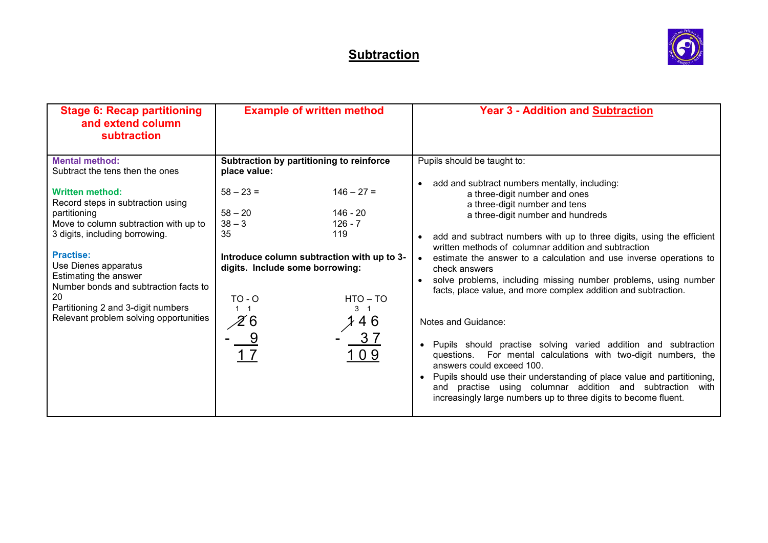# Subtraction

| Stage 6: Recap partitioning and extend column subtraction | Example of written method | Year 3 - Addition and Subtraction |
|---|---|---|
| **Mental method:**<br>Subtract the tens then the ones<br><br>**Written method:**<br>Record steps in subtraction using partitioning<br>Move to column subtraction with up to 3 digits, including borrowing.<br><br>**Practise:**<br>Use Dienes apparatus<br>Estimating the answer<br>Number bonds and subtraction facts to 20<br>Partitioning 2 and 3-digit numbers<br>Relevant problem solving opportunities | **Subtraction by partitioning to reinforce place value:**<br><br>58 – 23 =<br>58 – 20<br>38 – 3<br>35<br><br>146 – 27 =<br>146 - 20<br>126 - 7<br>119<br><br>**Introduce column subtraction with up to 3-digits. Include some borrowing:**<br><br>TO - O<br>(2 crossed out, 1 written above; 1 written above 6)<br>&nbsp;&nbsp;2 6<br>- &nbsp;&nbsp;&nbsp;9<br>&nbsp;&nbsp;1 7<br><br>HTO – TO<br>(1 crossed out, 3 and 1 written above)<br>1 4 6<br>- &nbsp;&nbsp;3 7<br>1 0 9 | Pupils should be taught to:<br><br>• add and subtract numbers mentally, including:<br>&nbsp;&nbsp;&nbsp;&nbsp;a three-digit number and ones<br>&nbsp;&nbsp;&nbsp;&nbsp;a three-digit number and tens<br>&nbsp;&nbsp;&nbsp;&nbsp;a three-digit number and hundreds<br><br>• add and subtract numbers with up to three digits, using the efficient written methods of columnar addition and subtraction<br>• estimate the answer to a calculation and use inverse operations to check answers<br>• solve problems, including missing number problems, using number facts, place value, and more complex addition and subtraction.<br><br>Notes and Guidance:<br><br>• Pupils should practise solving varied addition and subtraction questions. For mental calculations with two-digit numbers, the answers could exceed 100.<br>• Pupils should use their understanding of place value and partitioning, and practise using columnar addition and subtraction with increasingly large numbers up to three digits to become fluent. |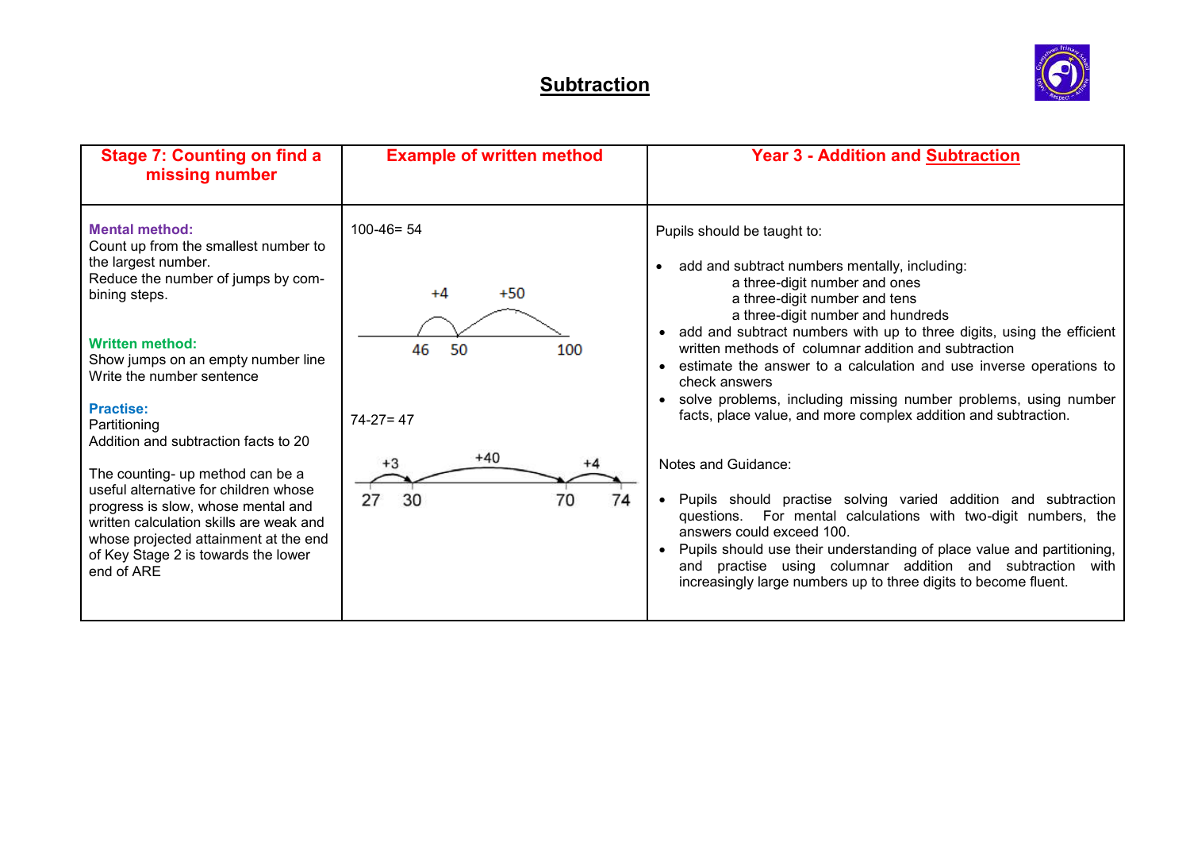# Subtraction

| Stage 7: Counting on find a missing number | Example of written method | Year 3 - Addition and Subtraction |
|---|---|---|
| **Mental method:**<br>Count up from the smallest number to the largest number.<br>Reduce the number of jumps by combining steps.<br><br>**Written method:**<br>Show jumps on an empty number line<br>Write the number sentence<br><br>**Practise:**<br>Partitioning<br>Addition and subtraction facts to 20<br><br>The counting- up method can be a useful alternative for children whose progress is slow, whose mental and written calculation skills are weak and whose projected attainment at the end of Key Stage 2 is towards the lower end of ARE | 100-46= 54<br><br>+4 +50<br>46 50 100<br><br>74-27= 47<br><br>+3 +40 +4<br>27 30 70 74 | Pupils should be taught to:<br><br>• add and subtract numbers mentally, including:<br>a three-digit number and ones<br>a three-digit number and tens<br>a three-digit number and hundreds<br>• add and subtract numbers with up to three digits, using the efficient written methods of columnar addition and subtraction<br>• estimate the answer to a calculation and use inverse operations to check answers<br>• solve problems, including missing number problems, using number facts, place value, and more complex addition and subtraction.<br><br>Notes and Guidance:<br><br>• Pupils should practise solving varied addition and subtraction questions. For mental calculations with two-digit numbers, the answers could exceed 100.<br>• Pupils should use their understanding of place value and partitioning, and practise using columnar addition and subtraction with increasingly large numbers up to three digits to become fluent. |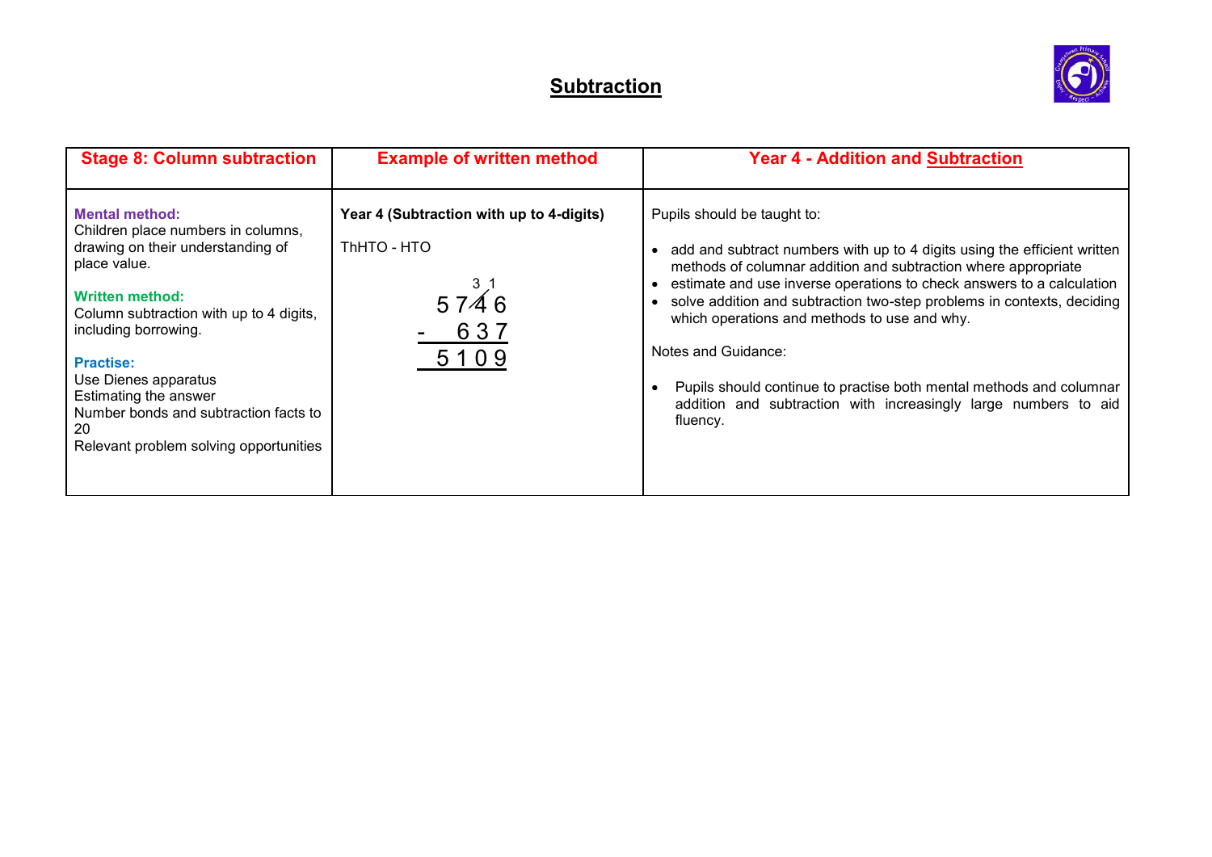# Subtraction

| Stage 8: Column subtraction | Example of written method | Year 4 - Addition and Subtraction |
|---|---|---|
| **Mental method:**<br>Children place numbers in columns, drawing on their understanding of place value.<br><br>**Written method:**<br>Column subtraction with up to 4 digits, including borrowing.<br><br>**Practise:**<br>Use Dienes apparatus<br>Estimating the answer<br>Number bonds and subtraction facts to 20<br>Relevant problem solving opportunities | **Year 4 (Subtraction with up to 4-digits)**<br><br>ThHTO - HTO<br><br>$\begin{array}{r} {}^{3}\ {}^{1} \\ 5\,7\,\not{4}\,6 \\ -\quad 6\,3\,7 \\ \hline 5\,1\,0\,9 \\ \hline \end{array}$ | Pupils should be taught to:<br><br>• add and subtract numbers with up to 4 digits using the efficient written methods of columnar addition and subtraction where appropriate<br>• estimate and use inverse operations to check answers to a calculation<br>• solve addition and subtraction two-step problems in contexts, deciding which operations and methods to use and why.<br><br>Notes and Guidance:<br><br>• Pupils should continue to practise both mental methods and columnar addition and subtraction with increasingly large numbers to aid fluency. |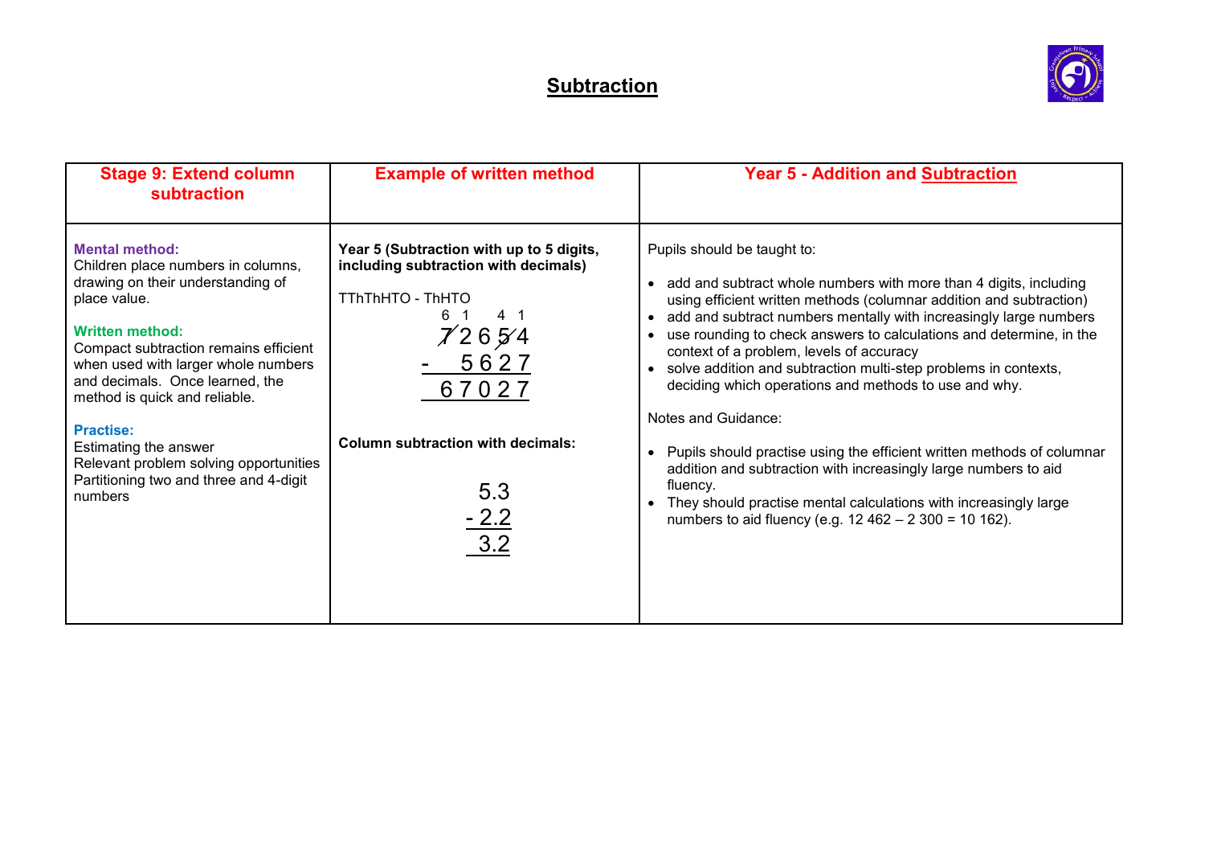# Subtraction

| Stage 9: Extend column subtraction | Example of written method | Year 5 - Addition and Subtraction |
| --- | --- | --- |
| **Mental method:**<br>Children place numbers in columns, drawing on their understanding of place value.<br><br>**Written method:**<br>Compact subtraction remains efficient when used with larger whole numbers and decimals. Once learned, the method is quick and reliable.<br><br>**Practise:**<br>Estimating the answer<br>Relevant problem solving opportunities<br>Partitioning two and three and 4-digit numbers | **Year 5 (Subtraction with up to 5 digits, including subtraction with decimals)**<br><br>TThThHTO - ThHTO<br><br>6 1 &nbsp;&nbsp; 4 1<br>~~7~~ 2 6 ~~5~~ 4<br>- &nbsp;&nbsp; 5 6 2 7<br>6 7 0 2 7<br><br>**Column subtraction with decimals:**<br><br>5.3<br>- 2.2<br>3.2 | Pupils should be taught to:<br><br>• add and subtract whole numbers with more than 4 digits, including using efficient written methods (columnar addition and subtraction)<br>• add and subtract numbers mentally with increasingly large numbers<br>• use rounding to check answers to calculations and determine, in the context of a problem, levels of accuracy<br>• solve addition and subtraction multi-step problems in contexts, deciding which operations and methods to use and why.<br><br>Notes and Guidance:<br><br>• Pupils should practise using the efficient written methods of columnar addition and subtraction with increasingly large numbers to aid fluency.<br>• They should practise mental calculations with increasingly large numbers to aid fluency (e.g. 12 462 – 2 300 = 10 162). |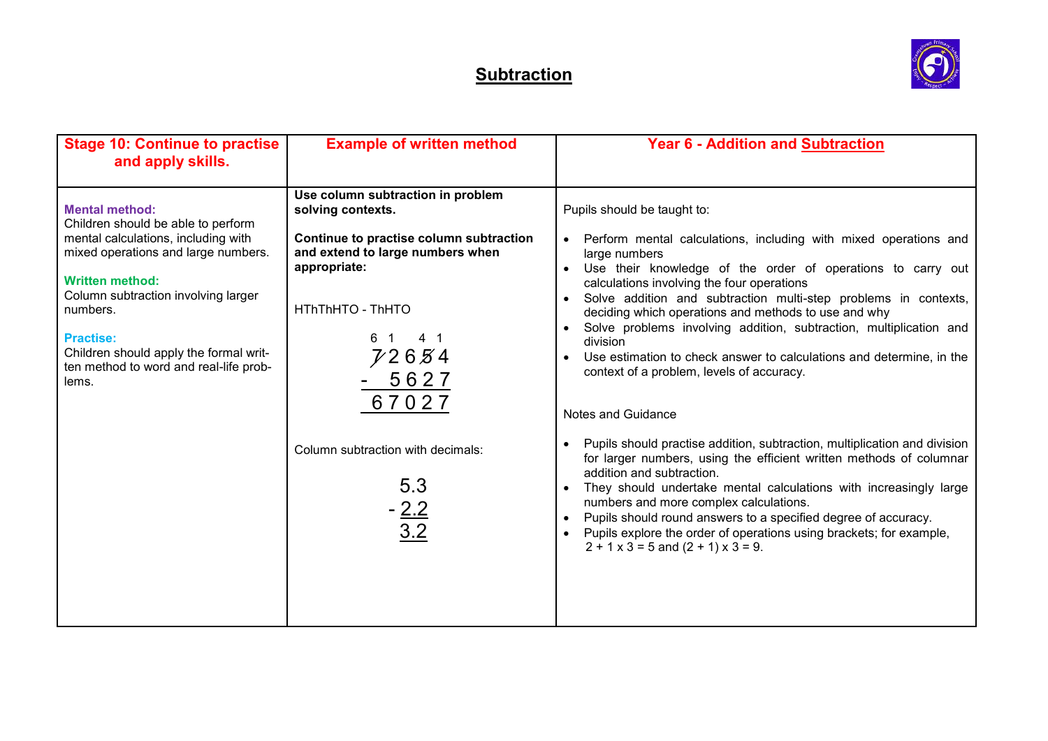# Subtraction

| Stage 10: Continue to practise and apply skills. | Example of written method | Year 6 - Addition and Subtraction |
|---|---|---|
| **Mental method:**<br>Children should be able to perform mental calculations, including with mixed operations and large numbers.<br><br>**Written method:**<br>Column subtraction involving larger numbers.<br><br>**Practise:**<br>Children should apply the formal written method to word and real-life problems. | **Use column subtraction in problem solving contexts.**<br><br>**Continue to practise column subtraction and extend to large numbers when appropriate:**<br><br>HThThHTO - ThHTO<br><br>6 1 4 1<br>~~7~~ 2 6 ~~5~~ 4<br>- 5 6 2 7<br>6 7 0 2 7<br><br>Column subtraction with decimals:<br><br>5.3<br>- 2.2<br>3.2 | Pupils should be taught to:<br><br>• Perform mental calculations, including with mixed operations and large numbers<br>• Use their knowledge of the order of operations to carry out calculations involving the four operations<br>• Solve addition and subtraction multi-step problems in contexts, deciding which operations and methods to use and why<br>• Solve problems involving addition, subtraction, multiplication and division<br>• Use estimation to check answer to calculations and determine, in the context of a problem, levels of accuracy.<br><br>Notes and Guidance<br><br>• Pupils should practise addition, subtraction, multiplication and division for larger numbers, using the efficient written methods of columnar addition and subtraction.<br>• They should undertake mental calculations with increasingly large numbers and more complex calculations.<br>• Pupils should round answers to a specified degree of accuracy.<br>• Pupils explore the order of operations using brackets; for example, $2 + 1 \times 3 = 5$ and $(2 + 1) \times 3 = 9$. |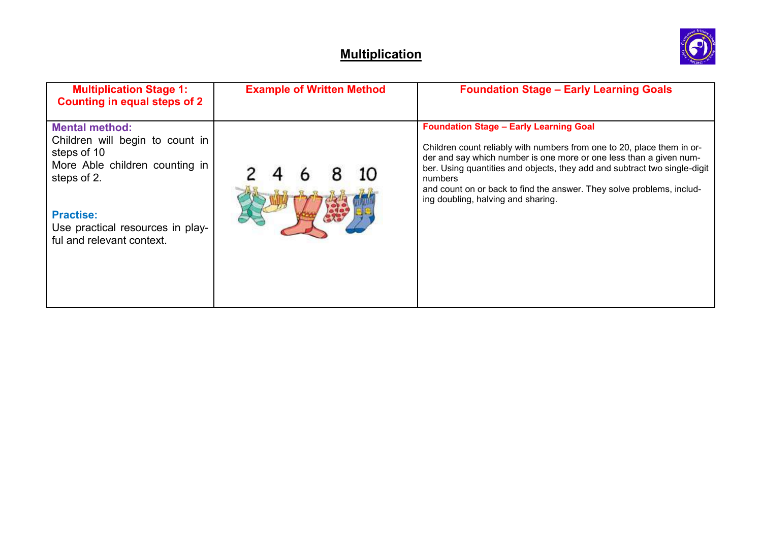# Multiplication

| Multiplication Stage 1: Counting in equal steps of 2 | Example of Written Method | Foundation Stage – Early Learning Goals |
| --- | --- | --- |
| **Mental method:**<br>Children will begin to count in steps of 10<br>More Able children counting in steps of 2.<br><br>**Practise:**<br>Use practical resources in playful and relevant context. | 2 4 6 8 10 | **Foundation Stage – Early Learning Goal**<br><br>Children count reliably with numbers from one to 20, place them in order and say which number is one more or one less than a given number. Using quantities and objects, they add and subtract two single-digit numbers and count on or back to find the answer. They solve problems, including doubling, halving and sharing. |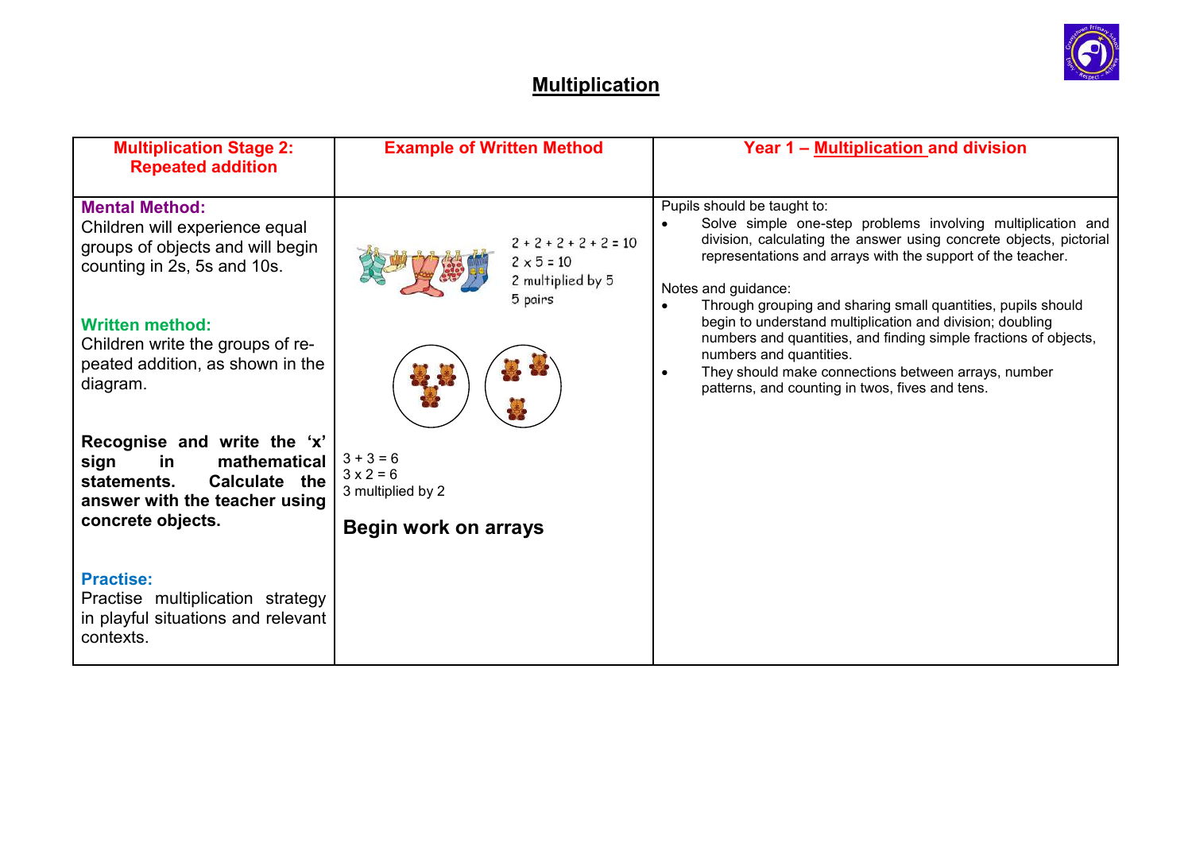# Multiplication

| Multiplication Stage 2: Repeated addition | Example of Written Method | Year 1 – Multiplication and division |
| --- | --- | --- |
| **Mental Method:**<br>Children will experience equal groups of objects and will begin counting in 2s, 5s and 10s.<br><br>**Written method:**<br>Children write the groups of repeated addition, as shown in the diagram.<br><br>**Recognise and write the 'x' sign in mathematical statements. Calculate the answer with the teacher using concrete objects.**<br><br>**Practise:**<br>Practise multiplication strategy in playful situations and relevant contexts. | $2 + 2 + 2 + 2 + 2 = 10$<br>$2 \times 5 = 10$<br>2 multiplied by 5<br>5 pairs<br><br>$3 + 3 = 6$<br>$3 \times 2 = 6$<br>3 multiplied by 2<br><br>**Begin work on arrays** | Pupils should be taught to:<br>• Solve simple one-step problems involving multiplication and division, calculating the answer using concrete objects, pictorial representations and arrays with the support of the teacher.<br><br>Notes and guidance:<br>• Through grouping and sharing small quantities, pupils should begin to understand multiplication and division; doubling numbers and quantities, and finding simple fractions of objects, numbers and quantities.<br>• They should make connections between arrays, number patterns, and counting in twos, fives and tens. |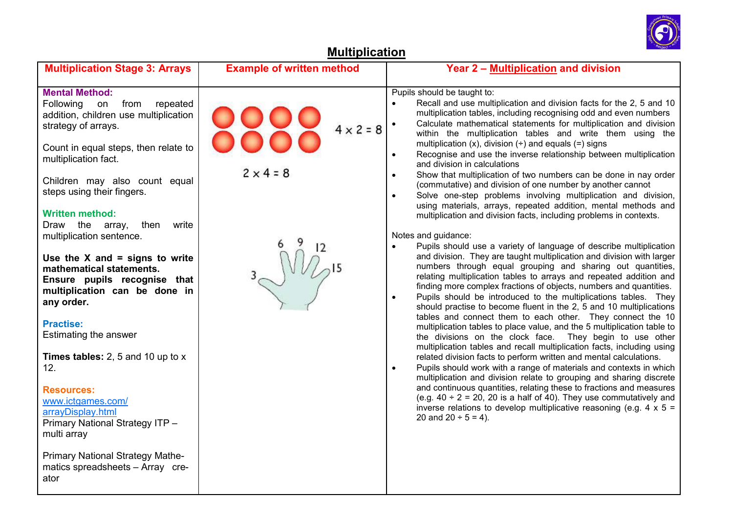# Multiplication

| Multiplication Stage 3: Arrays | Example of written method | Year 2 – Multiplication and division |
|---|---|---|
| **Mental Method:**<br>Following on from repeated addition, children use multiplication strategy of arrays.<br><br>Count in equal steps, then relate to multiplication fact.<br><br>Children may also count equal steps using their fingers.<br><br>**Written method:**<br>Draw the array, then write multiplication sentence.<br><br>**Use the X and = signs to write mathematical statements.**<br>**Ensure pupils recognise that multiplication can be done in any order.**<br><br>**Practise:**<br>Estimating the answer<br><br>**Times tables:** 2, 5 and 10 up to x 12.<br><br>**Resources:**<br>www.ictgames.com/arrayDisplay.html<br>Primary National Strategy ITP – multi array<br><br>Primary National Strategy Mathematics spreadsheets – Array creator | $4 \times 2 = 8$<br><br>$2 \times 4 = 8$<br><br>3, 6, 9, 12, 15 | Pupils should be taught to:<br>• Recall and use multiplication and division facts for the 2, 5 and 10 multiplication tables, including recognising odd and even numbers<br>• Calculate mathematical statements for multiplication and division within the multiplication tables and write them using the multiplication (x), division (÷) and equals (=) signs<br>• Recognise and use the inverse relationship between multiplication and division in calculations<br>• Show that multiplication of two numbers can be done in nay order (commutative) and division of one number by another cannot<br>• Solve one-step problems involving multiplication and division, using materials, arrays, repeated addition, mental methods and multiplication and division facts, including problems in contexts.<br><br>Notes and guidance:<br>• Pupils should use a variety of language of describe multiplication and division. They are taught multiplication and division with larger numbers through equal grouping and sharing out quantities, relating multiplication tables to arrays and repeated addition and finding more complex fractions of objects, numbers and quantities.<br>• Pupils should be introduced to the multiplications tables. They should practise to become fluent in the 2, 5 and 10 multiplications tables and connect them to each other. They connect the 10 multiplication tables to place value, and the 5 multiplication table to the divisions on the clock face. They begin to use other multiplication tables and recall multiplication facts, including using related division facts to perform written and mental calculations.<br>• Pupils should work with a range of materials and contexts in which multiplication and division relate to grouping and sharing discrete and continuous quantities, relating these to fractions and measures (e.g. 40 ÷ 2 = 20, 20 is a half of 40). They use commutatively and inverse relations to develop multiplicative reasoning (e.g. 4 x 5 = 20 and 20 ÷ 5 = 4). |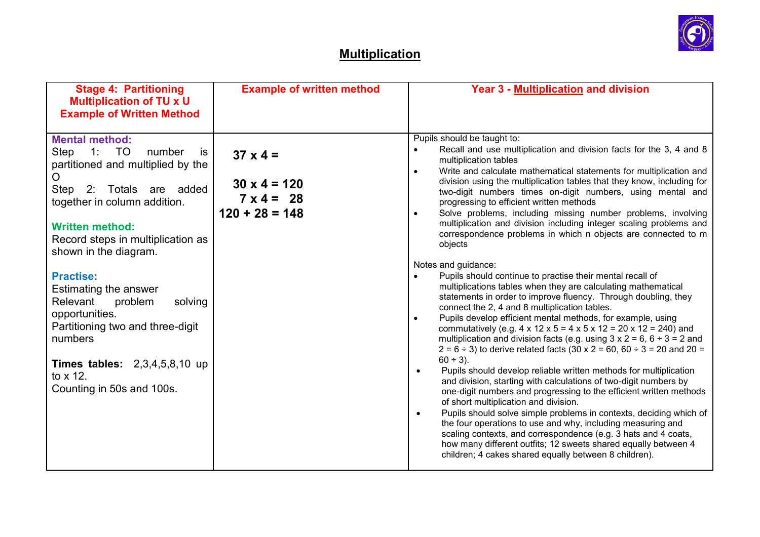# Multiplication

| Stage 4: Partitioning Multiplication of TU x U Example of Written Method | Example of written method | Year 3 - Multiplication and division |
|---|---|---|
| **Mental method:**<br>Step 1: TO number is partitioned and multiplied by the O<br>Step 2: Totals are added together in column addition.<br><br>**Written method:**<br>Record steps in multiplication as shown in the diagram.<br><br>**Practise:**<br>Estimating the answer<br>Relevant problem solving opportunities.<br>Partitioning two and three-digit numbers<br><br>**Times tables:** 2,3,4,5,8,10 up to x 12.<br>Counting in 50s and 100s. | **37 x 4 =**<br><br>**30 x 4 = 120**<br>**7 x 4 = 28**<br>**120 + 28 = 148** | Pupils should be taught to:<br>• Recall and use multiplication and division facts for the 3, 4 and 8 multiplication tables<br>• Write and calculate mathematical statements for multiplication and division using the multiplication tables that they know, including for two-digit numbers times on-digit numbers, using mental and progressing to efficient written methods<br>• Solve problems, including missing number problems, involving multiplication and division including integer scaling problems and correspondence problems in which n objects are connected to m objects<br><br>Notes and guidance:<br>• Pupils should continue to practise their mental recall of multiplications tables when they are calculating mathematical statements in order to improve fluency. Through doubling, they connect the 2, 4 and 8 multiplication tables.<br>• Pupils develop efficient mental methods, for example, using commutatively (e.g. 4 x 12 x 5 = 4 x 5 x 12 = 20 x 12 = 240) and multiplication and division facts (e.g. using 3 x 2 = 6, 6 ÷ 3 = 2 and 2 = 6 ÷ 3) to derive related facts (30 x 2 = 60, 60 ÷ 3 = 20 and 20 = 60 ÷ 3).<br>• Pupils should develop reliable written methods for multiplication and division, starting with calculations of two-digit numbers by one-digit numbers and progressing to the efficient written methods of short multiplication and division.<br>• Pupils should solve simple problems in contexts, deciding which of the four operations to use and why, including measuring and scaling contexts, and correspondence (e.g. 3 hats and 4 coats, how many different outfits; 12 sweets shared equally between 4 children; 4 cakes shared equally between 8 children). |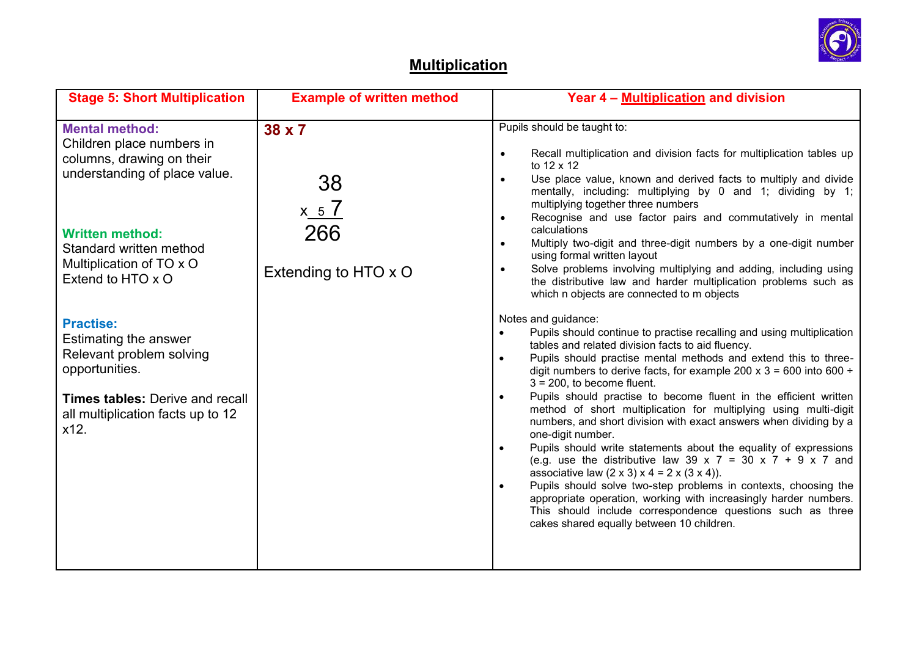# Multiplication

| Stage 5: Short Multiplication | Example of written method | Year 4 – Multiplication and division |
|---|---|---|
| **Mental method:**<br>Children place numbers in columns, drawing on their understanding of place value.<br><br>**Written method:**<br>Standard written method<br>Multiplication of TO x O<br>Extend to HTO x O<br><br>**Practise:**<br>Estimating the answer<br>Relevant problem solving opportunities.<br><br>**Times tables:** Derive and recall all multiplication facts up to 12 x12. | **38 x 7**<br><br>38<br>x [5] 7<br>266<br><br>Extending to HTO x O | Pupils should be taught to:<br>• Recall multiplication and division facts for multiplication tables up to 12 x 12<br>• Use place value, known and derived facts to multiply and divide mentally, including: multiplying by 0 and 1; dividing by 1; multiplying together three numbers<br>• Recognise and use factor pairs and commutatively in mental calculations<br>• Multiply two-digit and three-digit numbers by a one-digit number using formal written layout<br>• Solve problems involving multiplying and adding, including using the distributive law and harder multiplication problems such as which n objects are connected to m objects<br><br>Notes and guidance:<br>• Pupils should continue to practise recalling and using multiplication tables and related division facts to aid fluency.<br>• Pupils should practise mental methods and extend this to three-digit numbers to derive facts, for example 200 x 3 = 600 into 600 ÷ 3 = 200, to become fluent.<br>• Pupils should practise to become fluent in the efficient written method of short multiplication for multiplying using multi-digit numbers, and short division with exact answers when dividing by a one-digit number.<br>• Pupils should write statements about the equality of expressions (e.g. use the distributive law 39 x 7 = 30 x 7 + 9 x 7 and associative law (2 x 3) x 4 = 2 x (3 x 4)).<br>• Pupils should solve two-step problems in contexts, choosing the appropriate operation, working with increasingly harder numbers. This should include correspondence questions such as three cakes shared equally between 10 children. |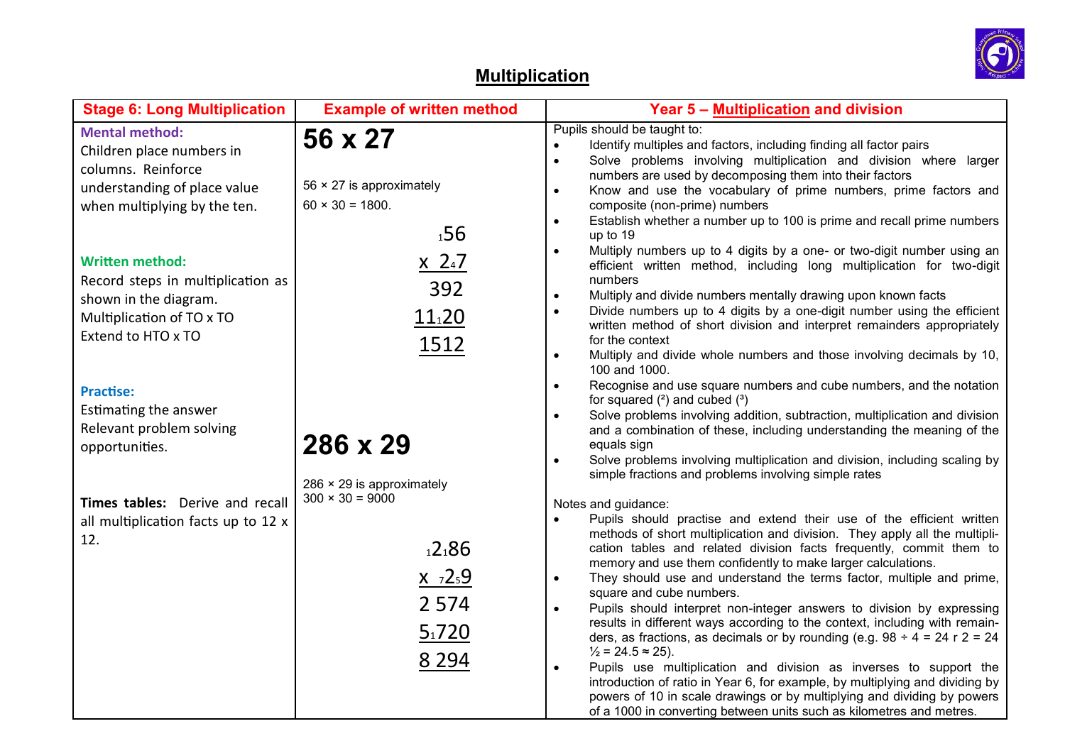# Multiplication

| Stage 6: Long Multiplication | Example of written method | Year 5 – Multiplication and division |
|---|---|---|
| **Mental method:** Children place numbers in columns. Reinforce understanding of place value when multiplying by the ten.<br><br>**Written method:** Record steps in multiplication as shown in the diagram. Multiplication of TO x TO Extend to HTO x TO<br><br>**Practise:** Estimating the answer Relevant problem solving opportunities.<br><br>**Times tables:** Derive and recall all multiplication facts up to 12 x 12. | **56 x 27**<br><br>56 × 27 is approximately 60 × 30 = 1800.<br><br>$_{1}$56<br>x 2$_{4}$7<br>392<br>11$_{1}$20<br>1512<br><br>**286 x 29**<br><br>286 × 29 is approximately 300 × 30 = 9000<br><br>$_{1}$2$_{1}$86<br>x $_{7}$2$_{5}$9<br>2 574<br>5$_{1}$720<br>8 294 | Pupils should be taught to:<br>• Identify multiples and factors, including finding all factor pairs<br>• Solve problems involving multiplication and division where larger numbers are used by decomposing them into their factors<br>• Know and use the vocabulary of prime numbers, prime factors and composite (non-prime) numbers<br>• Establish whether a number up to 100 is prime and recall prime numbers up to 19<br>• Multiply numbers up to 4 digits by a one- or two-digit number using an efficient written method, including long multiplication for two-digit numbers<br>• Multiply and divide numbers mentally drawing upon known facts<br>• Divide numbers up to 4 digits by a one-digit number using the efficient written method of short division and interpret remainders appropriately for the context<br>• Multiply and divide whole numbers and those involving decimals by 10, 100 and 1000.<br>• Recognise and use square numbers and cube numbers, and the notation for squared ($^2$) and cubed ($^3$)<br>• Solve problems involving addition, subtraction, multiplication and division and a combination of these, including understanding the meaning of the equals sign<br>• Solve problems involving multiplication and division, including scaling by simple fractions and problems involving simple rates<br><br>Notes and guidance:<br>• Pupils should practise and extend their use of the efficient written methods of short multiplication and division. They apply all the multiplication tables and related division facts frequently, commit them to memory and use them confidently to make larger calculations.<br>• They should use and understand the terms factor, multiple and prime, square and cube numbers.<br>• Pupils should interpret non-integer answers to division by expressing results in different ways according to the context, including with remainders, as fractions, as decimals or by rounding (e.g. 98 ÷ 4 = 24 r 2 = 24 ½ = 24.5 ≈ 25).<br>• Pupils use multiplication and division as inverses to support the introduction of ratio in Year 6, for example, by multiplying and dividing by powers of 10 in scale drawings or by multiplying and dividing by powers of a 1000 in converting between units such as kilometres and metres. |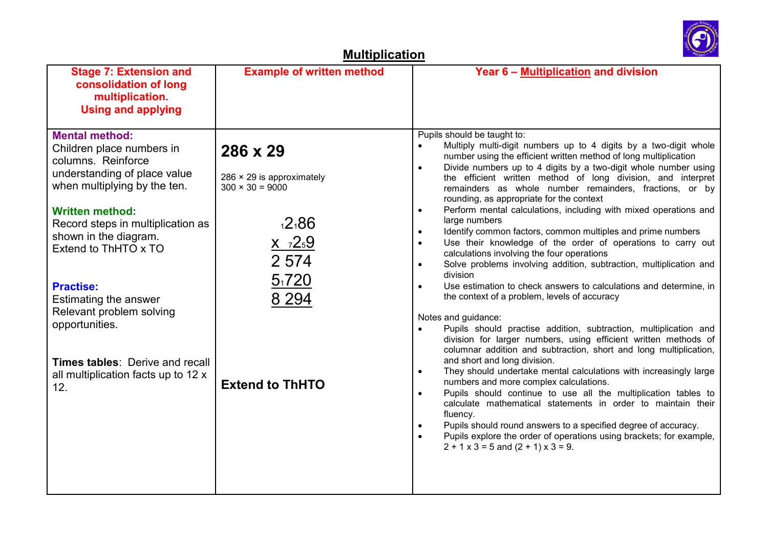# Multiplication

| Stage 7: Extension and consolidation of long multiplication. Using and applying | Example of written method | Year 6 – Multiplication and division |
|---|---|---|
| **Mental method:**<br>Children place numbers in columns. Reinforce understanding of place value when multiplying by the ten.<br><br>**Written method:**<br>Record steps in multiplication as shown in the diagram.<br>Extend to ThHTO x TO<br><br>**Practise:**<br>Estimating the answer<br>Relevant problem solving opportunities.<br><br>**Times tables**: Derive and recall all multiplication facts up to 12 x 12. | **286 x 29**<br><br>286 × 29 is approximately<br>300 × 30 = 9000<br><br>$_{1}2_{1}86$<br>x $_{7}2_{5}9$<br>2 574<br>$5_{1}720$<br>8 294<br><br>**Extend to ThHTO** | Pupils should be taught to:<br>• Multiply multi-digit numbers up to 4 digits by a two-digit whole number using the efficient written method of long multiplication<br>• Divide numbers up to 4 digits by a two-digit whole number using the efficient written method of long division, and interpret remainders as whole number remainders, fractions, or by rounding, as appropriate for the context<br>• Perform mental calculations, including with mixed operations and large numbers<br>• Identify common factors, common multiples and prime numbers<br>• Use their knowledge of the order of operations to carry out calculations involving the four operations<br>• Solve problems involving addition, subtraction, multiplication and division<br>• Use estimation to check answers to calculations and determine, in the context of a problem, levels of accuracy<br><br>Notes and guidance:<br>• Pupils should practise addition, subtraction, multiplication and division for larger numbers, using efficient written methods of columnar addition and subtraction, short and long multiplication, and short and long division.<br>• They should undertake mental calculations with increasingly large numbers and more complex calculations.<br>• Pupils should continue to use all the multiplication tables to calculate mathematical statements in order to maintain their fluency.<br>• Pupils should round answers to a specified degree of accuracy.<br>• Pupils explore the order of operations using brackets; for example, 2 + 1 x 3 = 5 and (2 + 1) x 3 = 9. |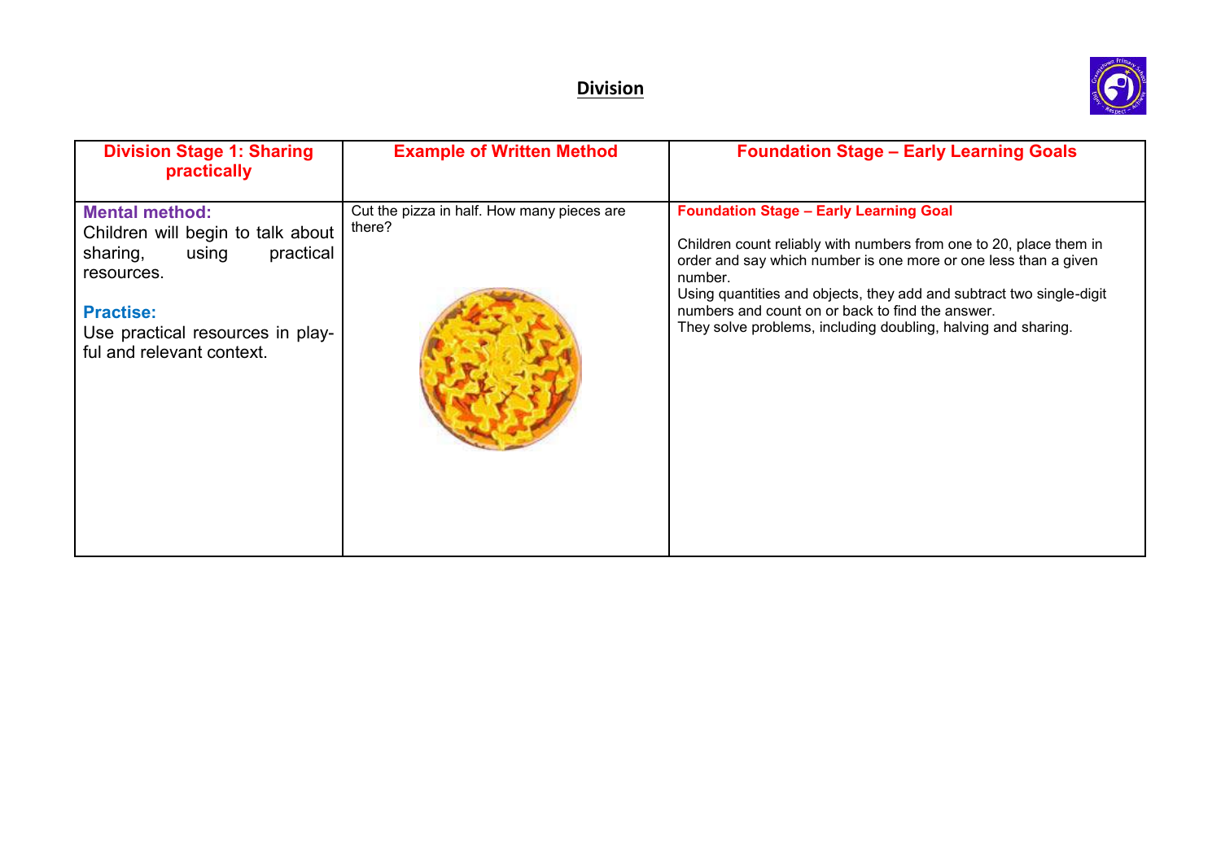# Division

| Division Stage 1: Sharing practically | Example of Written Method | Foundation Stage – Early Learning Goals |
|---|---|---|
| **Mental method:**<br>Children will begin to talk about sharing, using practical resources.<br><br>**Practise:**<br>Use practical resources in play-ful and relevant context. | Cut the pizza in half. How many pieces are there? | **Foundation Stage – Early Learning Goal**<br><br>Children count reliably with numbers from one to 20, place them in order and say which number is one more or one less than a given number.<br>Using quantities and objects, they add and subtract two single-digit numbers and count on or back to find the answer.<br>They solve problems, including doubling, halving and sharing. |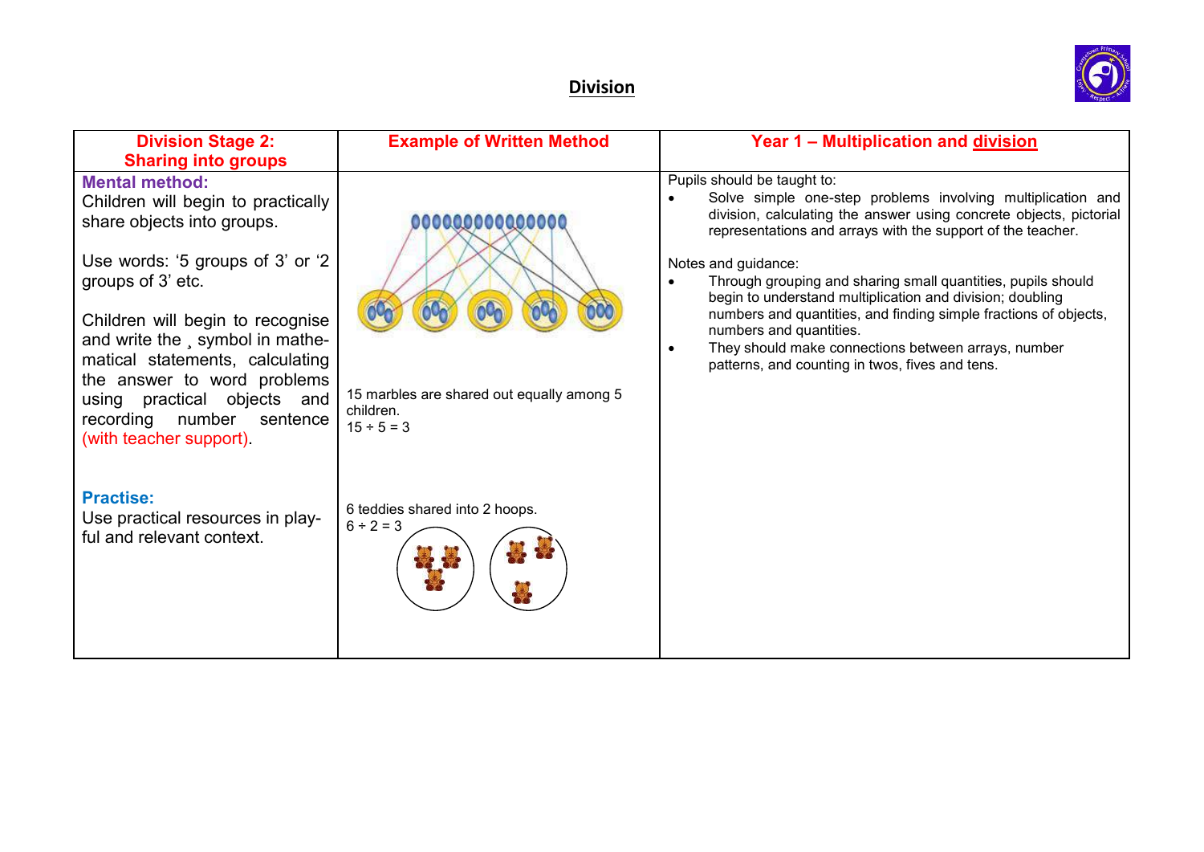# Division

| Division Stage 2: Sharing into groups | Example of Written Method | Year 1 – Multiplication and division |
| --- | --- | --- |
| **Mental method:** Children will begin to practically share objects into groups.<br><br>Use words: ‘5 groups of 3’ or ‘2 groups of 3’ etc.<br><br>Children will begin to recognise and write the ¸ symbol in mathematical statements, calculating the answer to word problems using practical objects and recording number sentence (with teacher support).<br><br>**Practise:** Use practical resources in playful and relevant context. | 15 marbles are shared out equally among 5 children.<br>15 ÷ 5 = 3<br><br>6 teddies shared into 2 hoops.<br>6 ÷ 2 = 3 | Pupils should be taught to:<br>• Solve simple one-step problems involving multiplication and division, calculating the answer using concrete objects, pictorial representations and arrays with the support of the teacher.<br><br>Notes and guidance:<br>• Through grouping and sharing small quantities, pupils should begin to understand multiplication and division; doubling numbers and quantities, and finding simple fractions of objects, numbers and quantities.<br>• They should make connections between arrays, number patterns, and counting in twos, fives and tens. |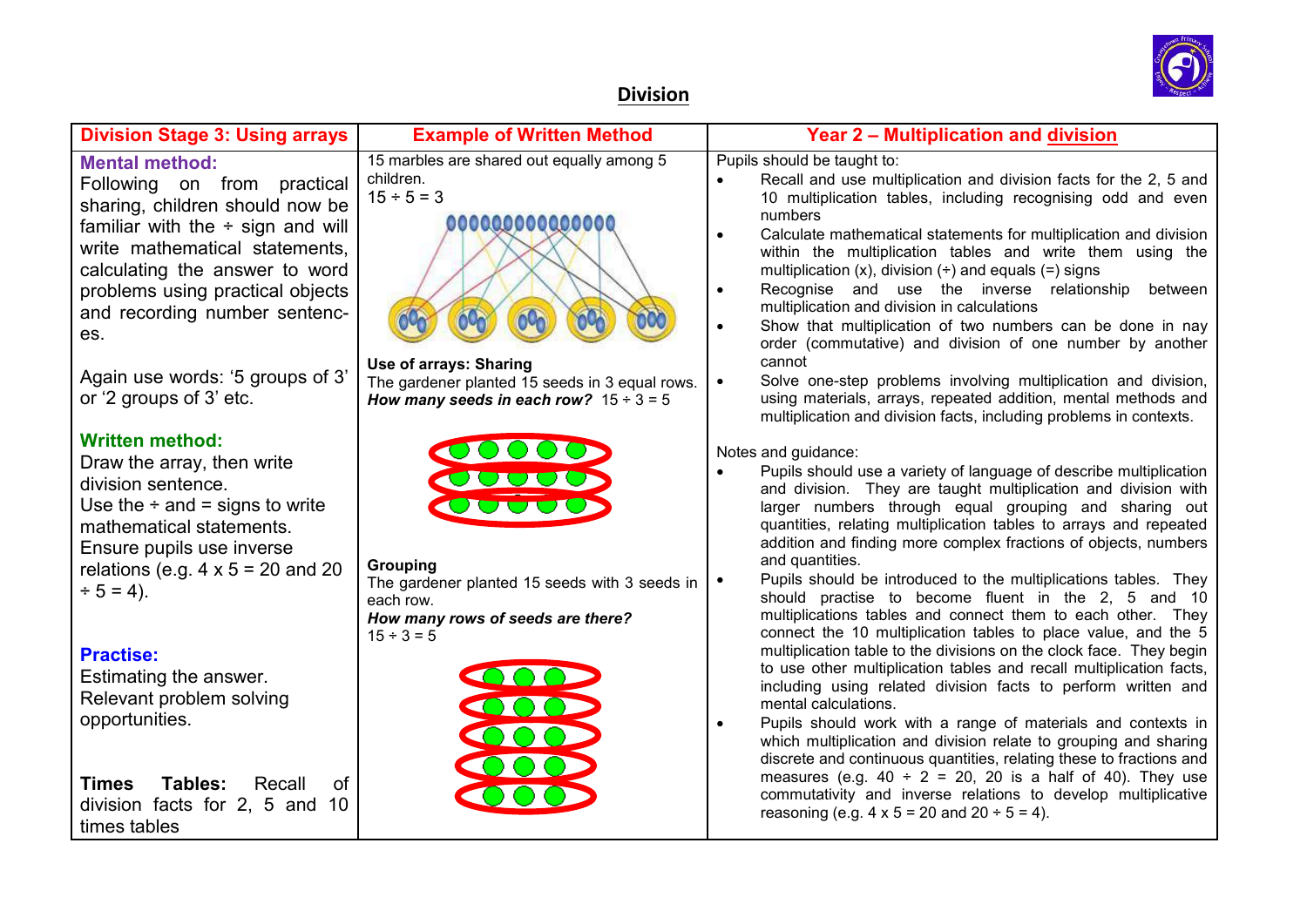# Division

| Division Stage 3: Using arrays | Example of Written Method | Year 2 – Multiplication and division |
|---|---|---|
| **Mental method:**<br>Following on from practical sharing, children should now be familiar with the ÷ sign and will write mathematical statements, calculating the answer to word problems using practical objects and recording number sentences.<br><br>Again use words: '5 groups of 3' or '2 groups of 3' etc.<br><br>**Written method:**<br>Draw the array, then write division sentence.<br>Use the ÷ and = signs to write mathematical statements.<br>Ensure pupils use inverse relations (e.g. 4 x 5 = 20 and 20 ÷ 5 = 4).<br><br>**Practise:**<br>Estimating the answer.<br>Relevant problem solving opportunities.<br><br>**Times Tables:** Recall of division facts for 2, 5 and 10 times tables | 15 marbles are shared out equally among 5 children.<br>15 ÷ 5 = 3<br><br>**Use of arrays: Sharing**<br>The gardener planted 15 seeds in 3 equal rows.<br>***How many seeds in each row?*** 15 ÷ 3 = 5<br><br>**Grouping**<br>The gardener planted 15 seeds with 3 seeds in each row.<br>***How many rows of seeds are there?***<br>15 ÷ 3 = 5 | Pupils should be taught to:<br>• Recall and use multiplication and division facts for the 2, 5 and 10 multiplication tables, including recognising odd and even numbers<br>• Calculate mathematical statements for multiplication and division within the multiplication tables and write them using the multiplication (x), division (÷) and equals (=) signs<br>• Recognise and use the inverse relationship between multiplication and division in calculations<br>• Show that multiplication of two numbers can be done in nay order (commutative) and division of one number by another cannot<br>• Solve one-step problems involving multiplication and division, using materials, arrays, repeated addition, mental methods and multiplication and division facts, including problems in contexts.<br><br>Notes and guidance:<br>• Pupils should use a variety of language of describe multiplication and division. They are taught multiplication and division with larger numbers through equal grouping and sharing out quantities, relating multiplication tables to arrays and repeated addition and finding more complex fractions of objects, numbers and quantities.<br>• Pupils should be introduced to the multiplications tables. They should practise to become fluent in the 2, 5 and 10 multiplications tables and connect them to each other. They connect the 10 multiplication tables to place value, and the 5 multiplication table to the divisions on the clock face. They begin to use other multiplication tables and recall multiplication facts, including using related division facts to perform written and mental calculations.<br>• Pupils should work with a range of materials and contexts in which multiplication and division relate to grouping and sharing discrete and continuous quantities, relating these to fractions and measures (e.g. 40 ÷ 2 = 20, 20 is a half of 40). They use commutativity and inverse relations to develop multiplicative reasoning (e.g. 4 x 5 = 20 and 20 ÷ 5 = 4). |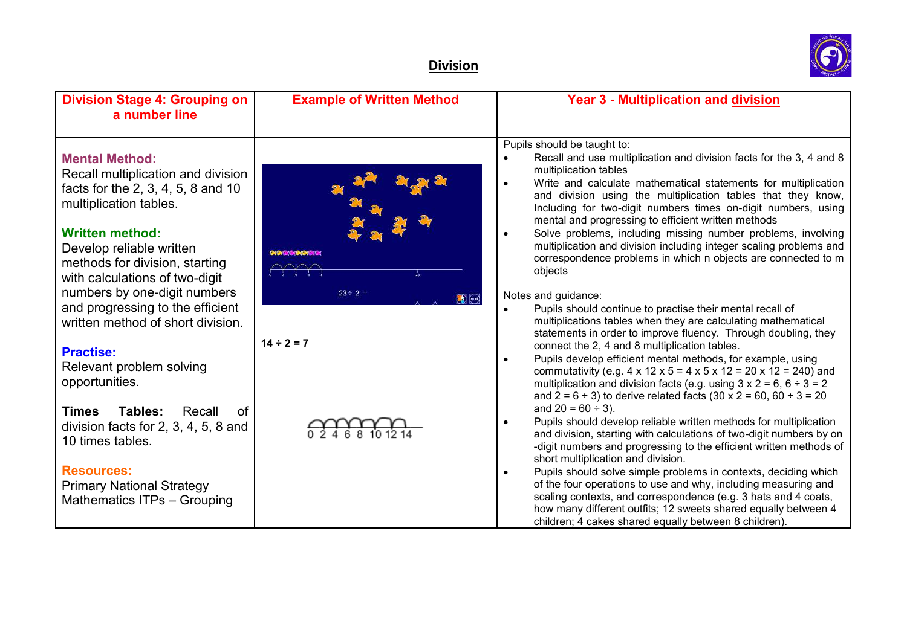# Division

| Division Stage 4: Grouping on a number line | Example of Written Method | Year 3 - Multiplication and division |
|---|---|---|
| **Mental Method:**<br>Recall multiplication and division facts for the 2, 3, 4, 5, 8 and 10 multiplication tables.<br><br>**Written method:**<br>Develop reliable written methods for division, starting with calculations of two-digit numbers by one-digit numbers and progressing to the efficient written method of short division.<br><br>**Practise:**<br>Relevant problem solving opportunities.<br><br>**Times Tables:** Recall of division facts for 2, 3, 4, 5, 8 and 10 times tables.<br><br>**Resources:**<br>Primary National Strategy Mathematics ITPs – Grouping | 23 ÷ 2 =<br><br>**14 ÷ 2 = 7**<br><br>0 2 4 6 8 10 12 14 | Pupils should be taught to:<br>• Recall and use multiplication and division facts for the 3, 4 and 8 multiplication tables<br>• Write and calculate mathematical statements for multiplication and division using the multiplication tables that they know, Including for two-digit numbers times on-digit numbers, using mental and progressing to efficient written methods<br>• Solve problems, including missing number problems, involving multiplication and division including integer scaling problems and correspondence problems in which n objects are connected to m objects<br><br>Notes and guidance:<br>• Pupils should continue to practise their mental recall of multiplications tables when they are calculating mathematical statements in order to improve fluency. Through doubling, they connect the 2, 4 and 8 multiplication tables.<br>• Pupils develop efficient mental methods, for example, using commutativity (e.g. 4 x 12 x 5 = 4 x 5 x 12 = 20 x 12 = 240) and multiplication and division facts (e.g. using 3 x 2 = 6, 6 ÷ 3 = 2 and 2 = 6 ÷ 3) to derive related facts (30 x 2 = 60, 60 ÷ 3 = 20 and 20 = 60 ÷ 3).<br>• Pupils should develop reliable written methods for multiplication and division, starting with calculations of two-digit numbers by on -digit numbers and progressing to the efficient written methods of short multiplication and division.<br>• Pupils should solve simple problems in contexts, deciding which of the four operations to use and why, including measuring and scaling contexts, and correspondence (e.g. 3 hats and 4 coats, how many different outfits; 12 sweets shared equally between 4 children; 4 cakes shared equally between 8 children). |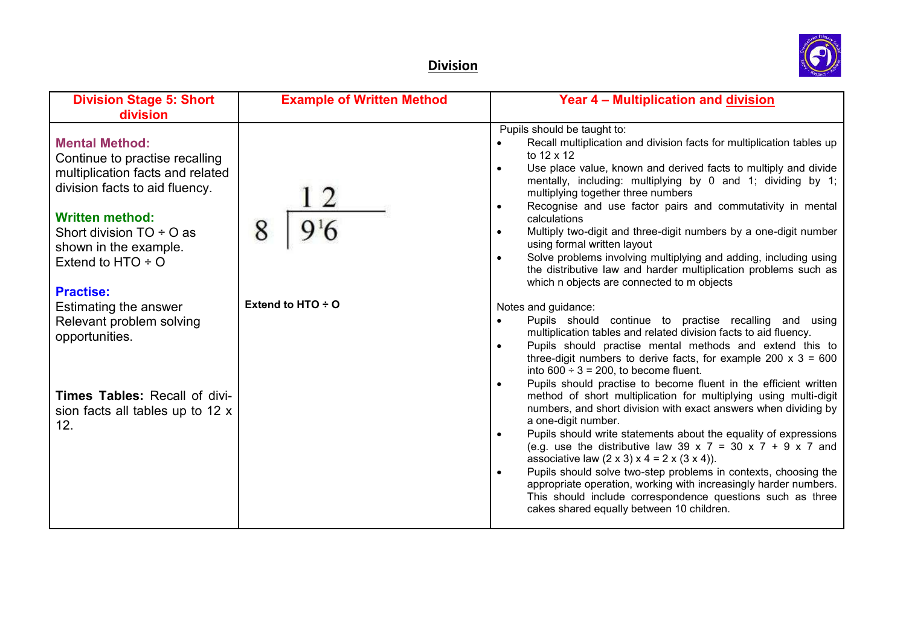# Division

| Division Stage 5: Short division | Example of Written Method | Year 4 – Multiplication and division |
|---|---|---|
| **Mental Method:**<br>Continue to practise recalling multiplication facts and related division facts to aid fluency.<br><br>**Written method:**<br>Short division TO ÷ O as shown in the example.<br>Extend to HTO ÷ O<br><br>**Practise:**<br>Estimating the answer<br>Relevant problem solving opportunities.<br><br>**Times Tables:** Recall of division facts all tables up to 12 x 12. | $8 \overline{)9^{1}6}$ with answer 12 above<br><br>**Extend to HTO ÷ O** | Pupils should be taught to:<br>• Recall multiplication and division facts for multiplication tables up to 12 x 12<br>• Use place value, known and derived facts to multiply and divide mentally, including: multiplying by 0 and 1; dividing by 1; multiplying together three numbers<br>• Recognise and use factor pairs and commutativity in mental calculations<br>• Multiply two-digit and three-digit numbers by a one-digit number using formal written layout<br>• Solve problems involving multiplying and adding, including using the distributive law and harder multiplication problems such as which n objects are connected to m objects<br><br>Notes and guidance:<br>• Pupils should continue to practise recalling and using multiplication tables and related division facts to aid fluency.<br>• Pupils should practise mental methods and extend this to three-digit numbers to derive facts, for example 200 x 3 = 600 into 600 ÷ 3 = 200, to become fluent.<br>• Pupils should practise to become fluent in the efficient written method of short multiplication for multiplying using multi-digit numbers, and short division with exact answers when dividing by a one-digit number.<br>• Pupils should write statements about the equality of expressions (e.g. use the distributive law 39 x 7 = 30 x 7 + 9 x 7 and associative law (2 x 3) x 4 = 2 x (3 x 4)).<br>• Pupils should solve two-step problems in contexts, choosing the appropriate operation, working with increasingly harder numbers. This should include correspondence questions such as three cakes shared equally between 10 children. |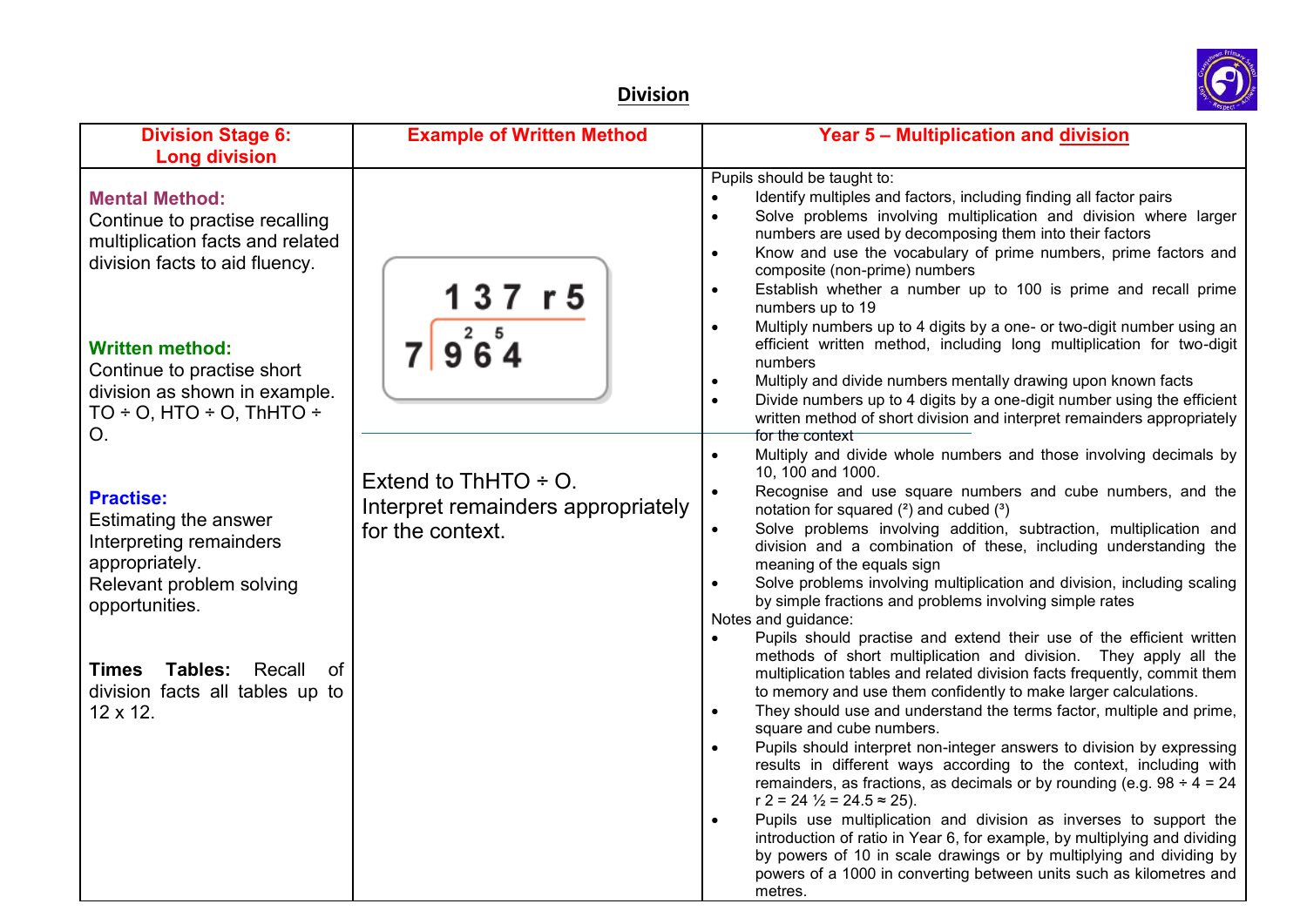## Division

| Division Stage 6: Long division | Example of Written Method | Year 5 – Multiplication and division |
|---|---|---|
| **Mental Method:** Continue to practise recalling multiplication facts and related division facts to aid fluency.<br><br>**Written method:** Continue to practise short division as shown in example. TO ÷ O, HTO ÷ O, ThHTO ÷ O.<br><br>**Practise:** Estimating the answer Interpreting remainders appropriately. Relevant problem solving opportunities.<br><br>**Times Tables:** Recall of division facts all tables up to 12 x 12. | 137 r5 ⟌ 7 9 ²6 ⁵4<br><br>Extend to ThHTO ÷ O. Interpret remainders appropriately for the context. | Pupils should be taught to:<br>• Identify multiples and factors, including finding all factor pairs<br>• Solve problems involving multiplication and division where larger numbers are used by decomposing them into their factors<br>• Know and use the vocabulary of prime numbers, prime factors and composite (non-prime) numbers<br>• Establish whether a number up to 100 is prime and recall prime numbers up to 19<br>• Multiply numbers up to 4 digits by a one- or two-digit number using an efficient written method, including long multiplication for two-digit numbers<br>• Multiply and divide numbers mentally drawing upon known facts<br>• Divide numbers up to 4 digits by a one-digit number using the efficient written method of short division and interpret remainders appropriately for the context<br>• Multiply and divide whole numbers and those involving decimals by 10, 100 and 1000.<br>• Recognise and use square numbers and cube numbers, and the notation for squared ($^2$) and cubed ($^3$)<br>• Solve problems involving addition, subtraction, multiplication and division and a combination of these, including understanding the meaning of the equals sign<br>• Solve problems involving multiplication and division, including scaling by simple fractions and problems involving simple rates<br>Notes and guidance:<br>• Pupils should practise and extend their use of the efficient written methods of short multiplication and division. They apply all the multiplication tables and related division facts frequently, commit them to memory and use them confidently to make larger calculations.<br>• They should use and understand the terms factor, multiple and prime, square and cube numbers.<br>• Pupils should interpret non-integer answers to division by expressing results in different ways according to the context, including with remainders, as fractions, as decimals or by rounding (e.g. 98 ÷ 4 = 24 r 2 = 24 ½ = 24.5 ≈ 25).<br>• Pupils use multiplication and division as inverses to support the introduction of ratio in Year 6, for example, by multiplying and dividing by powers of 10 in scale drawings or by multiplying and dividing by powers of a 1000 in converting between units such as kilometres and metres. |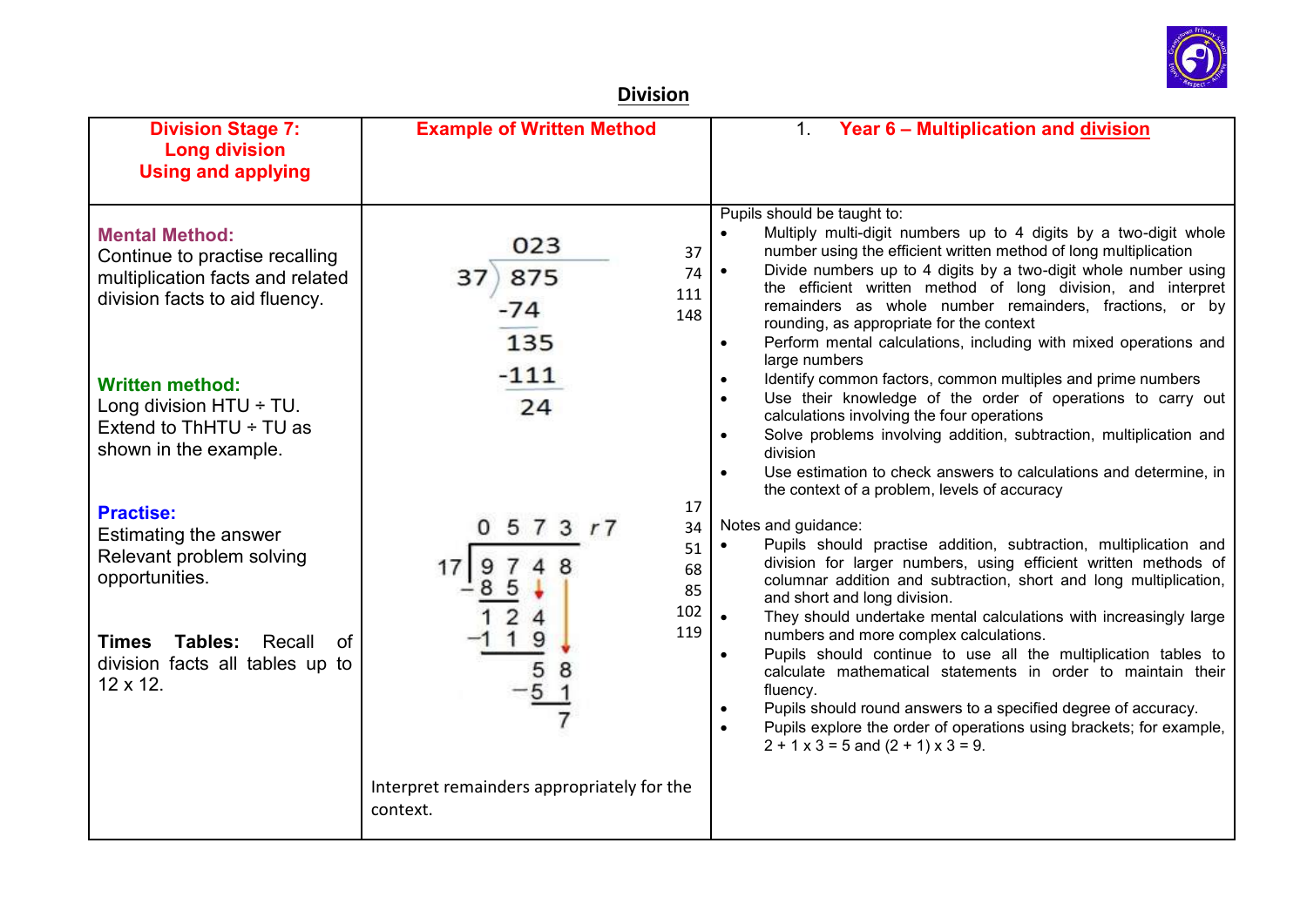# Division

| Division Stage 7: Long division Using and applying | Example of Written Method | 1. Year 6 – Multiplication and division |
|---|---|---|
| **Mental Method:** Continue to practise recalling multiplication facts and related division facts to aid fluency.<br><br>**Written method:** Long division HTU ÷ TU. Extend to ThHTU ÷ TU as shown in the example.<br><br>**Practise:** Estimating the answer Relevant problem solving opportunities.<br><br>**Times Tables:** Recall of division facts all tables up to 12 x 12. | 023<br>37 ) 875<br>-74<br>135<br>-111<br>24<br><br>37<br>74<br>111<br>148<br><br>0 5 7 3 r7<br>17 \| 9 7 4 8<br>−8 5<br>1 2 4<br>−1 1 9<br>5 8<br>−5 1<br>7<br><br>17<br>34<br>51<br>68<br>85<br>102<br>119<br><br>Interpret remainders appropriately for the context. | Pupils should be taught to:<br>• Multiply multi-digit numbers up to 4 digits by a two-digit whole number using the efficient written method of long multiplication<br>• Divide numbers up to 4 digits by a two-digit whole number using the efficient written method of long division, and interpret remainders as whole number remainders, fractions, or by rounding, as appropriate for the context<br>• Perform mental calculations, including with mixed operations and large numbers<br>• Identify common factors, common multiples and prime numbers<br>• Use their knowledge of the order of operations to carry out calculations involving the four operations<br>• Solve problems involving addition, subtraction, multiplication and division<br>• Use estimation to check answers to calculations and determine, in the context of a problem, levels of accuracy<br><br>Notes and guidance:<br>• Pupils should practise addition, subtraction, multiplication and division for larger numbers, using efficient written methods of columnar addition and subtraction, short and long multiplication, and short and long division.<br>• They should undertake mental calculations with increasingly large numbers and more complex calculations.<br>• Pupils should continue to use all the multiplication tables to calculate mathematical statements in order to maintain their fluency.<br>• Pupils should round answers to a specified degree of accuracy.<br>• Pupils explore the order of operations using brackets; for example, 2 + 1 x 3 = 5 and (2 + 1) x 3 = 9. |